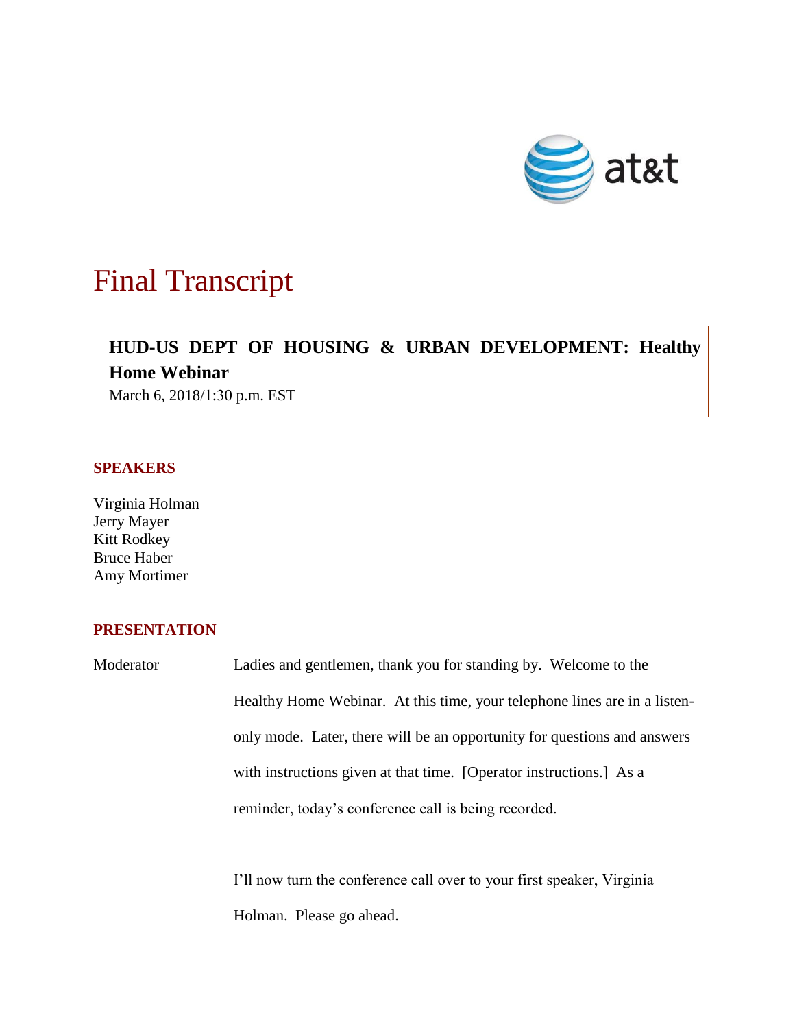# Final Transcript

**HUD-US DEPT OF HOUSING & URBAN DEVELOPMENT: Healthy Home Webinar**

March 6, 2018/1:30 p.m. EST

## SPEAKERS

Virginia Holman
Jerry Mayer
Kitt Rodkey
Bruce Haber
Amy Mortimer

## PRESENTATION

Moderator Ladies and gentlemen, thank you for standing by. Welcome to the Healthy Home Webinar. At this time, your telephone lines are in a listen-only mode. Later, there will be an opportunity for questions and answers with instructions given at that time. [Operator instructions.] As a reminder, today's conference call is being recorded.

I'll now turn the conference call over to your first speaker, Virginia Holman. Please go ahead.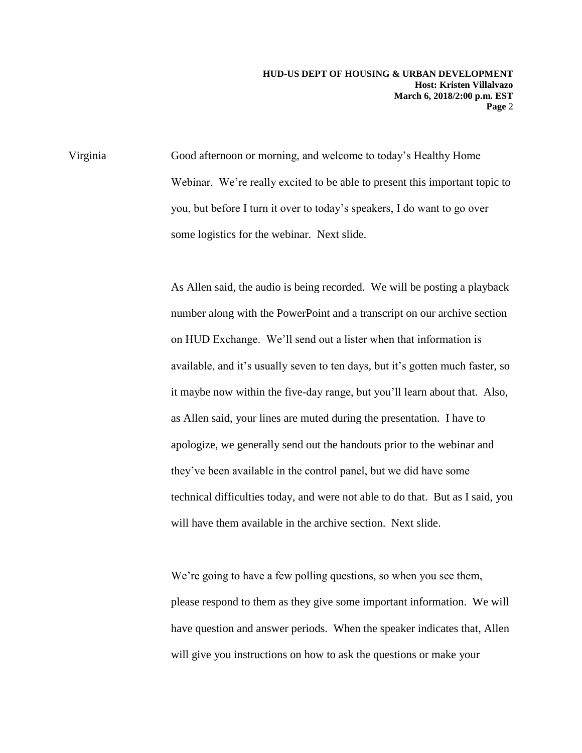Virginia Good afternoon or morning, and welcome to today's Healthy Home Webinar. We're really excited to be able to present this important topic to you, but before I turn it over to today's speakers, I do want to go over some logistics for the webinar. Next slide.

As Allen said, the audio is being recorded. We will be posting a playback number along with the PowerPoint and a transcript on our archive section on HUD Exchange. We'll send out a lister when that information is available, and it's usually seven to ten days, but it's gotten much faster, so it maybe now within the five-day range, but you'll learn about that. Also, as Allen said, your lines are muted during the presentation. I have to apologize, we generally send out the handouts prior to the webinar and they've been available in the control panel, but we did have some technical difficulties today, and were not able to do that. But as I said, you will have them available in the archive section. Next slide.

We're going to have a few polling questions, so when you see them, please respond to them as they give some important information. We will have question and answer periods. When the speaker indicates that, Allen will give you instructions on how to ask the questions or make your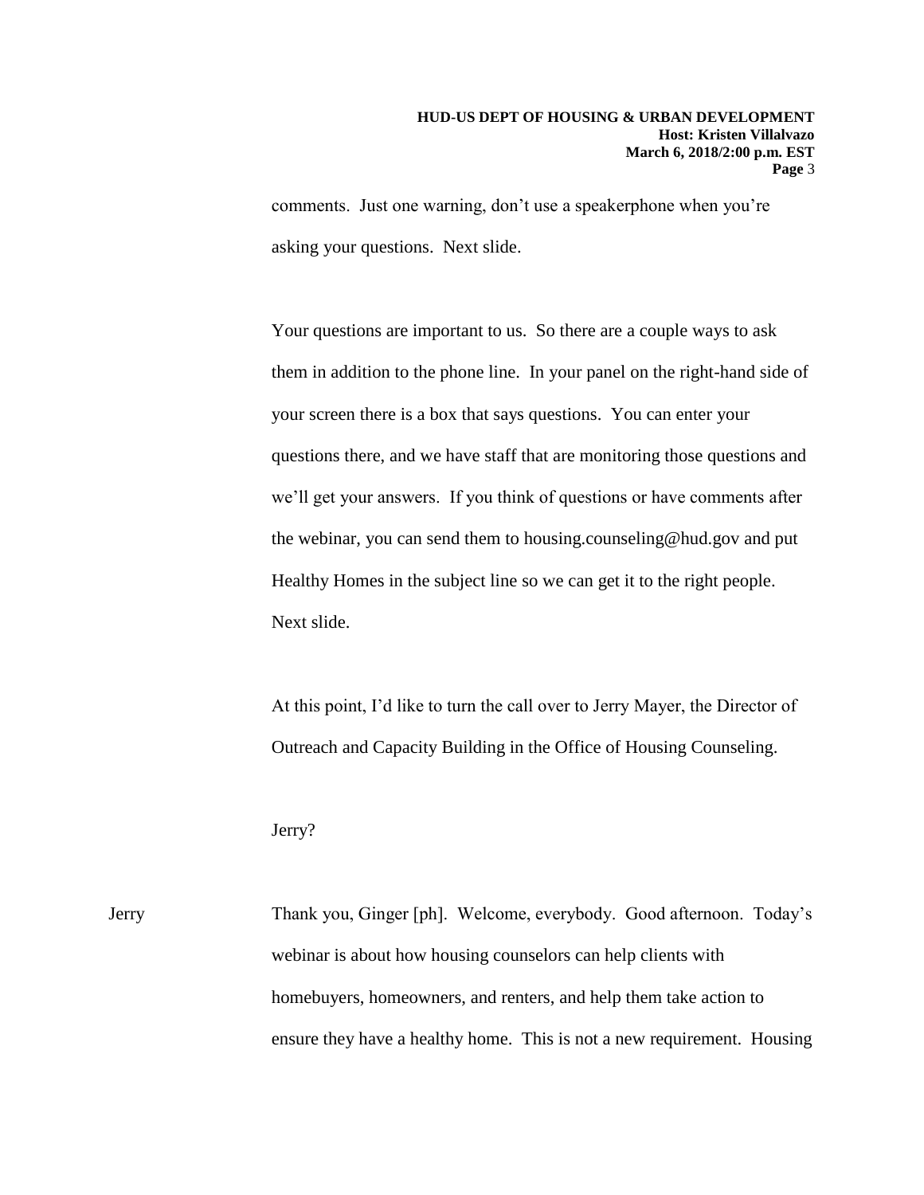comments. Just one warning, don't use a speakerphone when you're asking your questions. Next slide.

Your questions are important to us. So there are a couple ways to ask them in addition to the phone line. In your panel on the right-hand side of your screen there is a box that says questions. You can enter your questions there, and we have staff that are monitoring those questions and we'll get your answers. If you think of questions or have comments after the webinar, you can send them to housing.counseling@hud.gov and put Healthy Homes in the subject line so we can get it to the right people. Next slide.

At this point, I'd like to turn the call over to Jerry Mayer, the Director of Outreach and Capacity Building in the Office of Housing Counseling.

Jerry?

Jerry Thank you, Ginger [ph]. Welcome, everybody. Good afternoon. Today's webinar is about how housing counselors can help clients with homebuyers, homeowners, and renters, and help them take action to ensure they have a healthy home. This is not a new requirement. Housing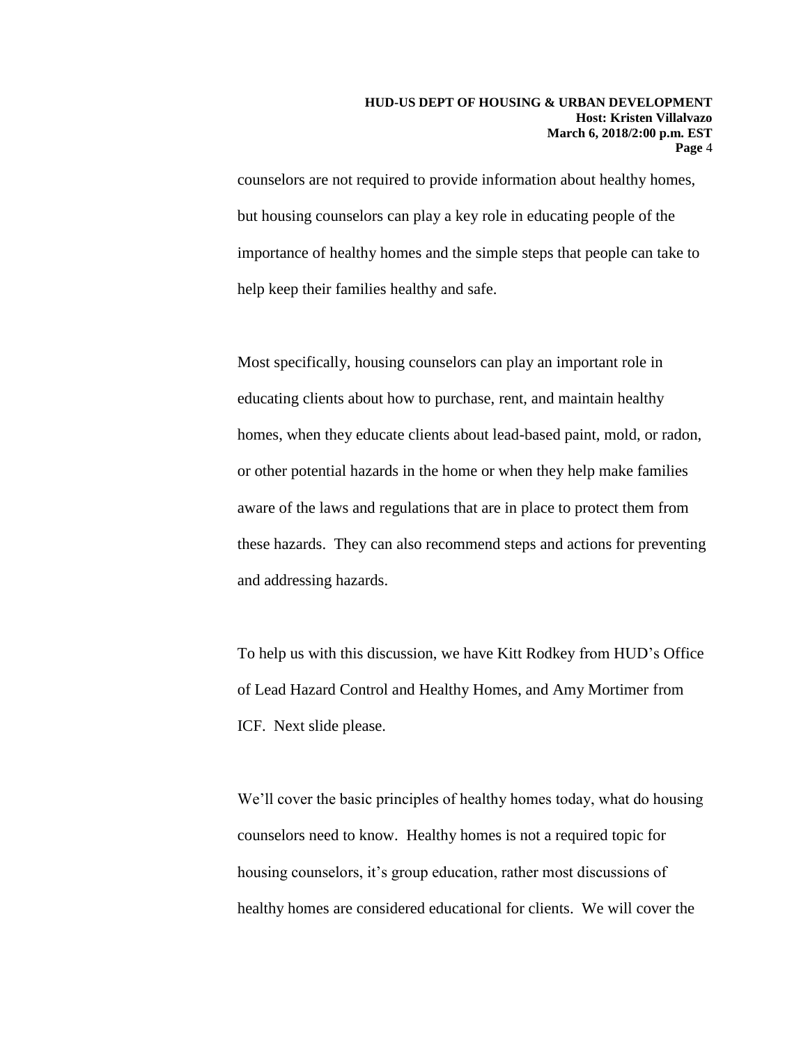counselors are not required to provide information about healthy homes, but housing counselors can play a key role in educating people of the importance of healthy homes and the simple steps that people can take to help keep their families healthy and safe.

Most specifically, housing counselors can play an important role in educating clients about how to purchase, rent, and maintain healthy homes, when they educate clients about lead-based paint, mold, or radon, or other potential hazards in the home or when they help make families aware of the laws and regulations that are in place to protect them from these hazards. They can also recommend steps and actions for preventing and addressing hazards.

To help us with this discussion, we have Kitt Rodkey from HUD's Office of Lead Hazard Control and Healthy Homes, and Amy Mortimer from ICF. Next slide please.

We'll cover the basic principles of healthy homes today, what do housing counselors need to know. Healthy homes is not a required topic for housing counselors, it's group education, rather most discussions of healthy homes are considered educational for clients. We will cover the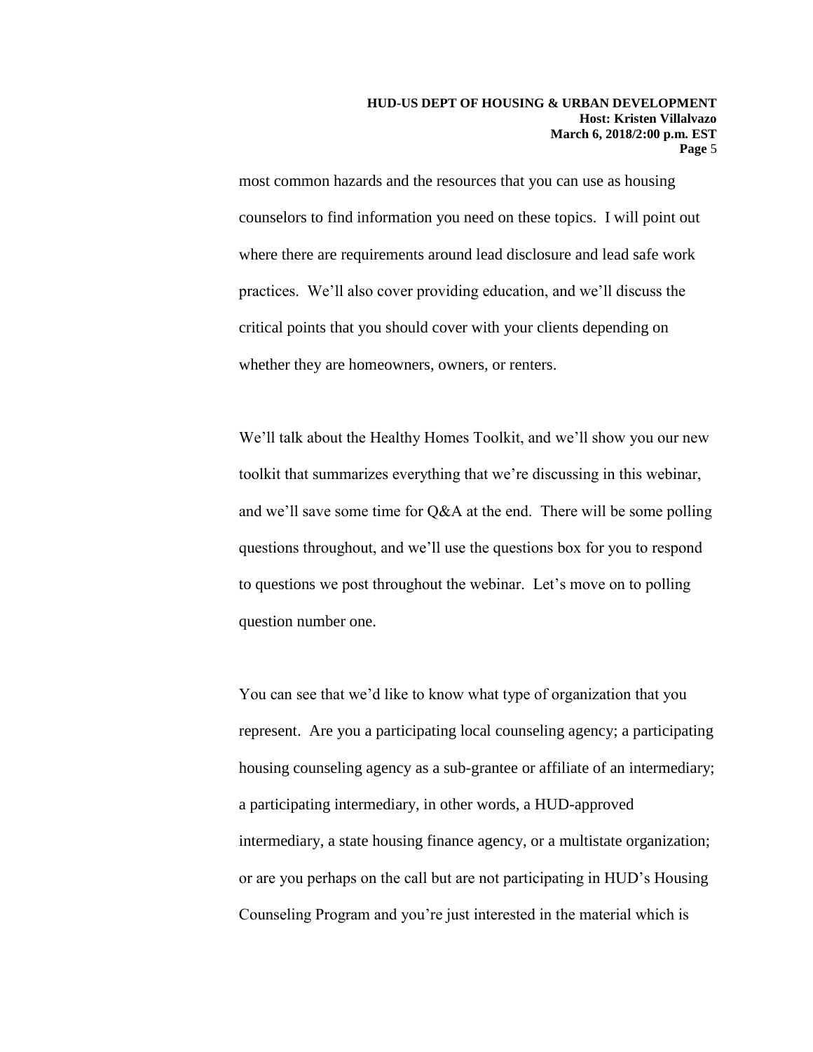most common hazards and the resources that you can use as housing counselors to find information you need on these topics. I will point out where there are requirements around lead disclosure and lead safe work practices. We'll also cover providing education, and we'll discuss the critical points that you should cover with your clients depending on whether they are homeowners, owners, or renters.

We'll talk about the Healthy Homes Toolkit, and we'll show you our new toolkit that summarizes everything that we're discussing in this webinar, and we'll save some time for Q&A at the end. There will be some polling questions throughout, and we'll use the questions box for you to respond to questions we post throughout the webinar. Let's move on to polling question number one.

You can see that we'd like to know what type of organization that you represent. Are you a participating local counseling agency; a participating housing counseling agency as a sub-grantee or affiliate of an intermediary; a participating intermediary, in other words, a HUD-approved intermediary, a state housing finance agency, or a multistate organization; or are you perhaps on the call but are not participating in HUD's Housing Counseling Program and you're just interested in the material which is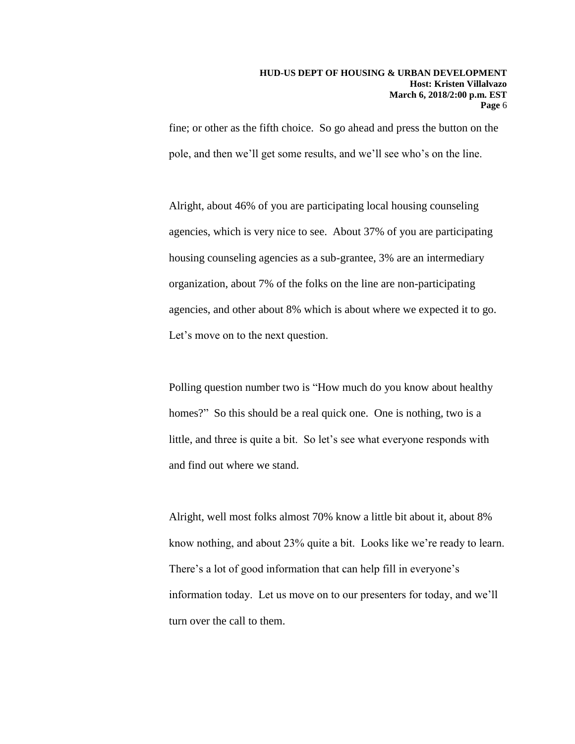fine; or other as the fifth choice. So go ahead and press the button on the pole, and then we'll get some results, and we'll see who's on the line.

Alright, about 46% of you are participating local housing counseling agencies, which is very nice to see. About 37% of you are participating housing counseling agencies as a sub-grantee, 3% are an intermediary organization, about 7% of the folks on the line are non-participating agencies, and other about 8% which is about where we expected it to go. Let's move on to the next question.

Polling question number two is "How much do you know about healthy homes?" So this should be a real quick one. One is nothing, two is a little, and three is quite a bit. So let's see what everyone responds with and find out where we stand.

Alright, well most folks almost 70% know a little bit about it, about 8% know nothing, and about 23% quite a bit. Looks like we're ready to learn. There's a lot of good information that can help fill in everyone's information today. Let us move on to our presenters for today, and we'll turn over the call to them.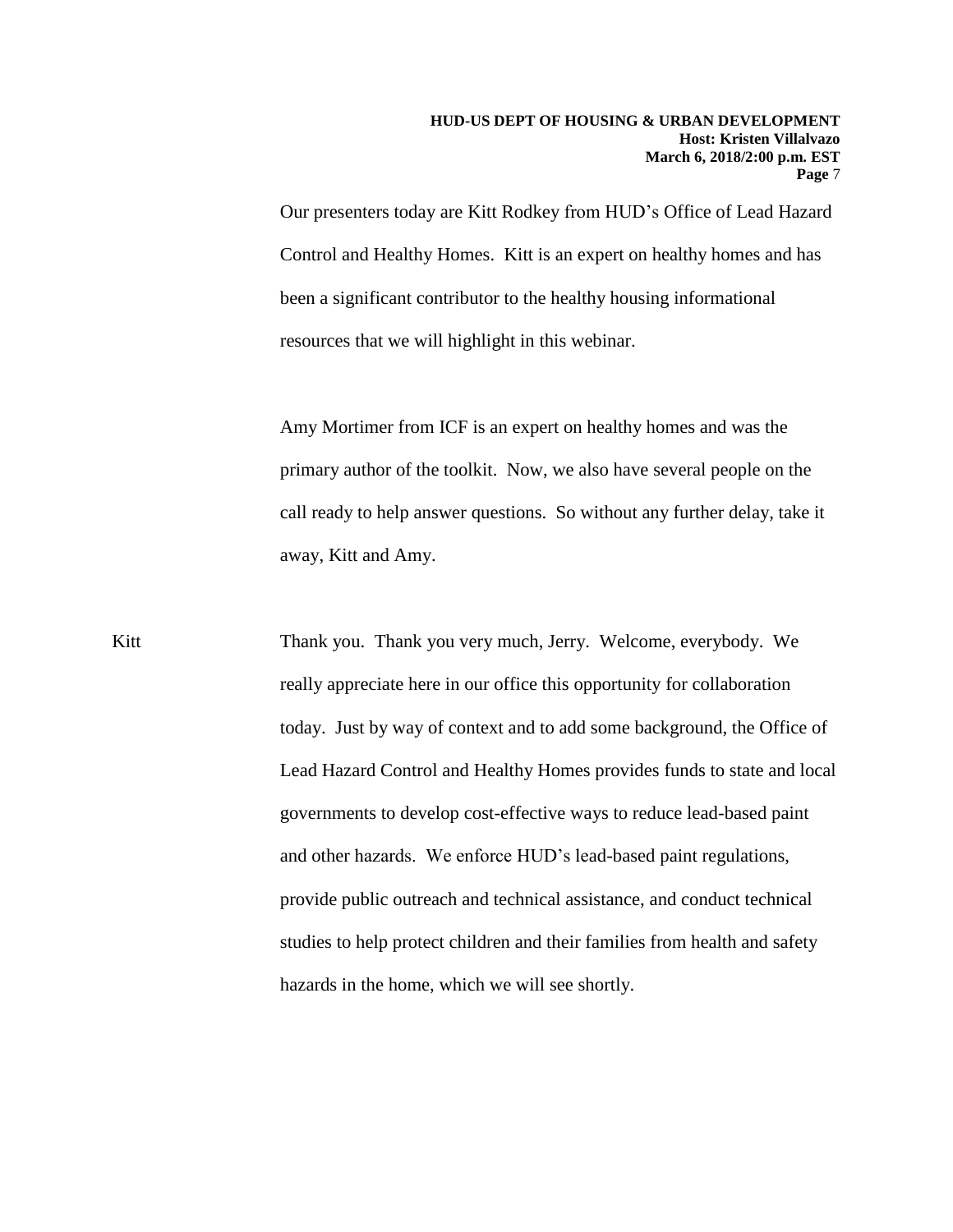Our presenters today are Kitt Rodkey from HUD's Office of Lead Hazard Control and Healthy Homes. Kitt is an expert on healthy homes and has been a significant contributor to the healthy housing informational resources that we will highlight in this webinar.

Amy Mortimer from ICF is an expert on healthy homes and was the primary author of the toolkit. Now, we also have several people on the call ready to help answer questions. So without any further delay, take it away, Kitt and Amy.

Kitt: Thank you. Thank you very much, Jerry. Welcome, everybody. We really appreciate here in our office this opportunity for collaboration today. Just by way of context and to add some background, the Office of Lead Hazard Control and Healthy Homes provides funds to state and local governments to develop cost-effective ways to reduce lead-based paint and other hazards. We enforce HUD's lead-based paint regulations, provide public outreach and technical assistance, and conduct technical studies to help protect children and their families from health and safety hazards in the home, which we will see shortly.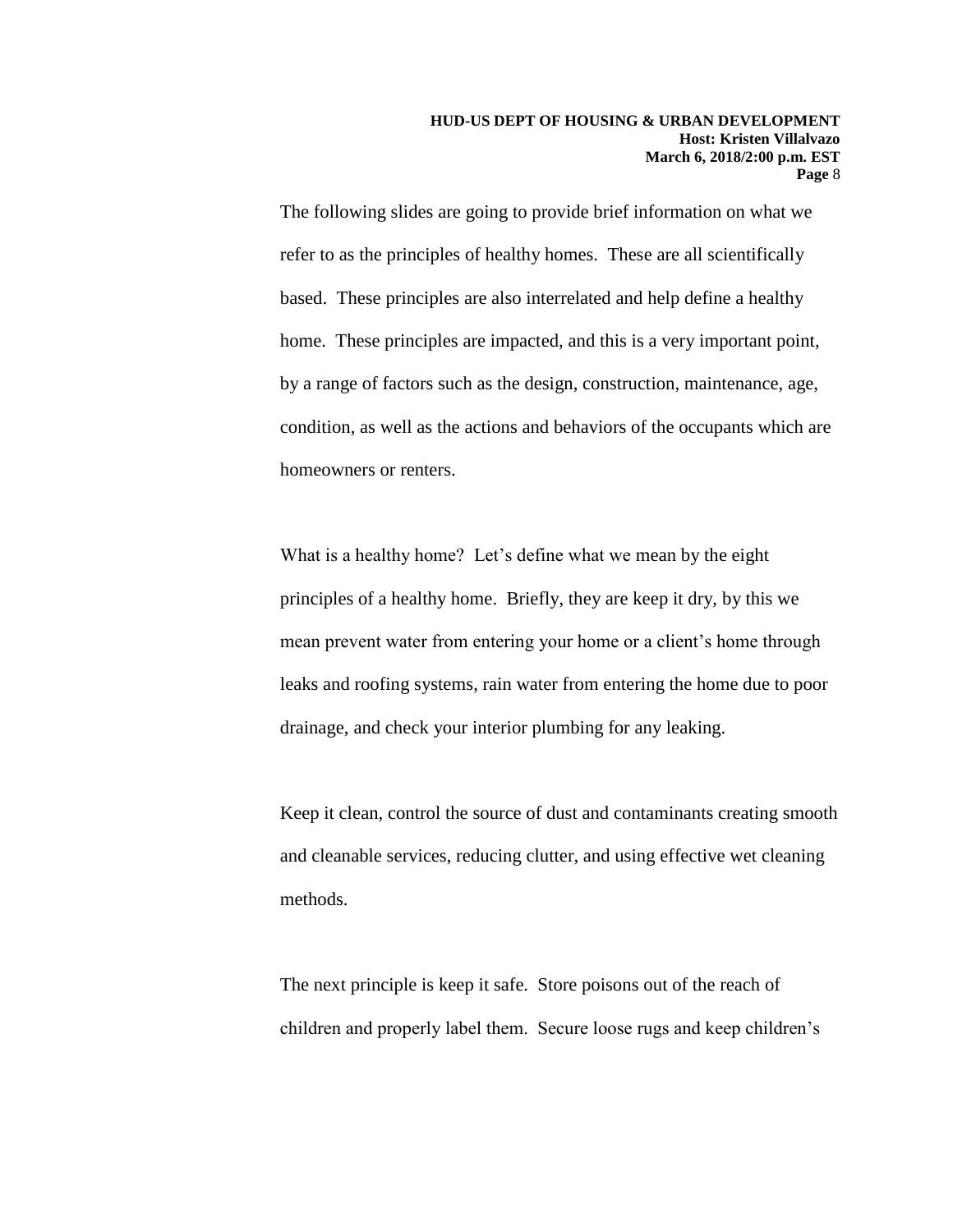The following slides are going to provide brief information on what we refer to as the principles of healthy homes. These are all scientifically based. These principles are also interrelated and help define a healthy home. These principles are impacted, and this is a very important point, by a range of factors such as the design, construction, maintenance, age, condition, as well as the actions and behaviors of the occupants which are homeowners or renters.

What is a healthy home? Let's define what we mean by the eight principles of a healthy home. Briefly, they are keep it dry, by this we mean prevent water from entering your home or a client's home through leaks and roofing systems, rain water from entering the home due to poor drainage, and check your interior plumbing for any leaking.

Keep it clean, control the source of dust and contaminants creating smooth and cleanable services, reducing clutter, and using effective wet cleaning methods.

The next principle is keep it safe. Store poisons out of the reach of children and properly label them. Secure loose rugs and keep children's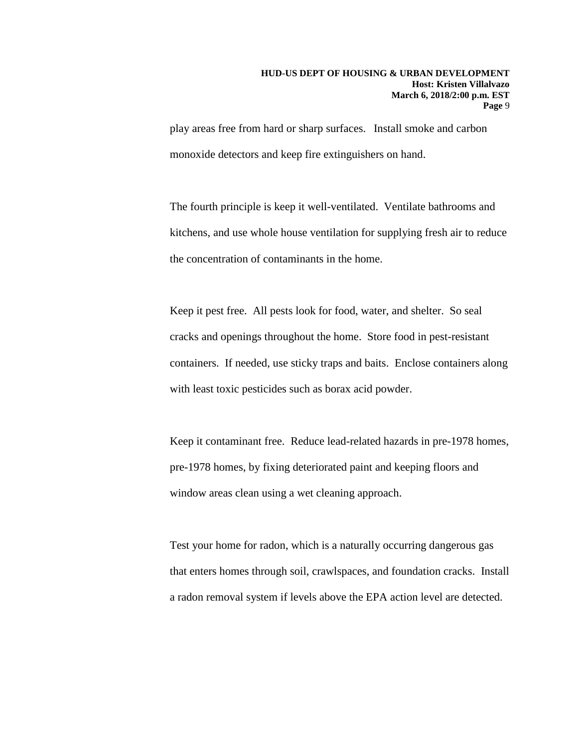play areas free from hard or sharp surfaces. Install smoke and carbon monoxide detectors and keep fire extinguishers on hand.

The fourth principle is keep it well-ventilated. Ventilate bathrooms and kitchens, and use whole house ventilation for supplying fresh air to reduce the concentration of contaminants in the home.

Keep it pest free. All pests look for food, water, and shelter. So seal cracks and openings throughout the home. Store food in pest-resistant containers. If needed, use sticky traps and baits. Enclose containers along with least toxic pesticides such as borax acid powder.

Keep it contaminant free. Reduce lead-related hazards in pre-1978 homes, pre-1978 homes, by fixing deteriorated paint and keeping floors and window areas clean using a wet cleaning approach.

Test your home for radon, which is a naturally occurring dangerous gas that enters homes through soil, crawlspaces, and foundation cracks. Install a radon removal system if levels above the EPA action level are detected.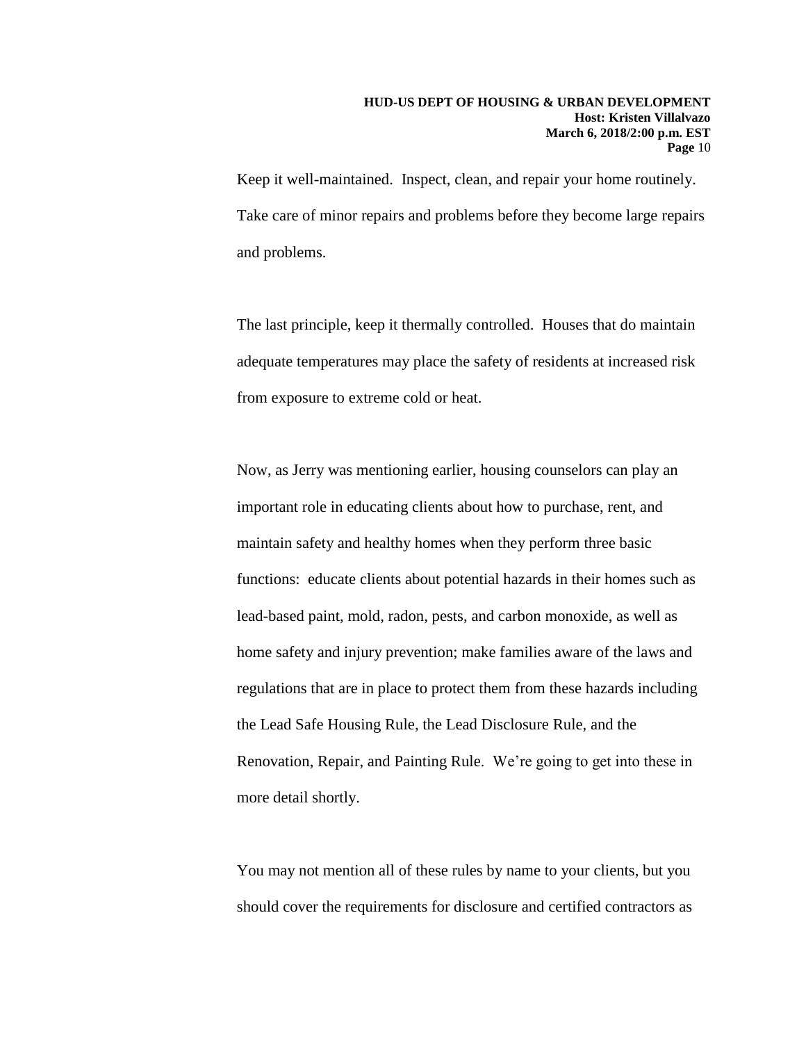Keep it well-maintained. Inspect, clean, and repair your home routinely. Take care of minor repairs and problems before they become large repairs and problems.

The last principle, keep it thermally controlled. Houses that do maintain adequate temperatures may place the safety of residents at increased risk from exposure to extreme cold or heat.

Now, as Jerry was mentioning earlier, housing counselors can play an important role in educating clients about how to purchase, rent, and maintain safety and healthy homes when they perform three basic functions: educate clients about potential hazards in their homes such as lead-based paint, mold, radon, pests, and carbon monoxide, as well as home safety and injury prevention; make families aware of the laws and regulations that are in place to protect them from these hazards including the Lead Safe Housing Rule, the Lead Disclosure Rule, and the Renovation, Repair, and Painting Rule. We're going to get into these in more detail shortly.

You may not mention all of these rules by name to your clients, but you should cover the requirements for disclosure and certified contractors as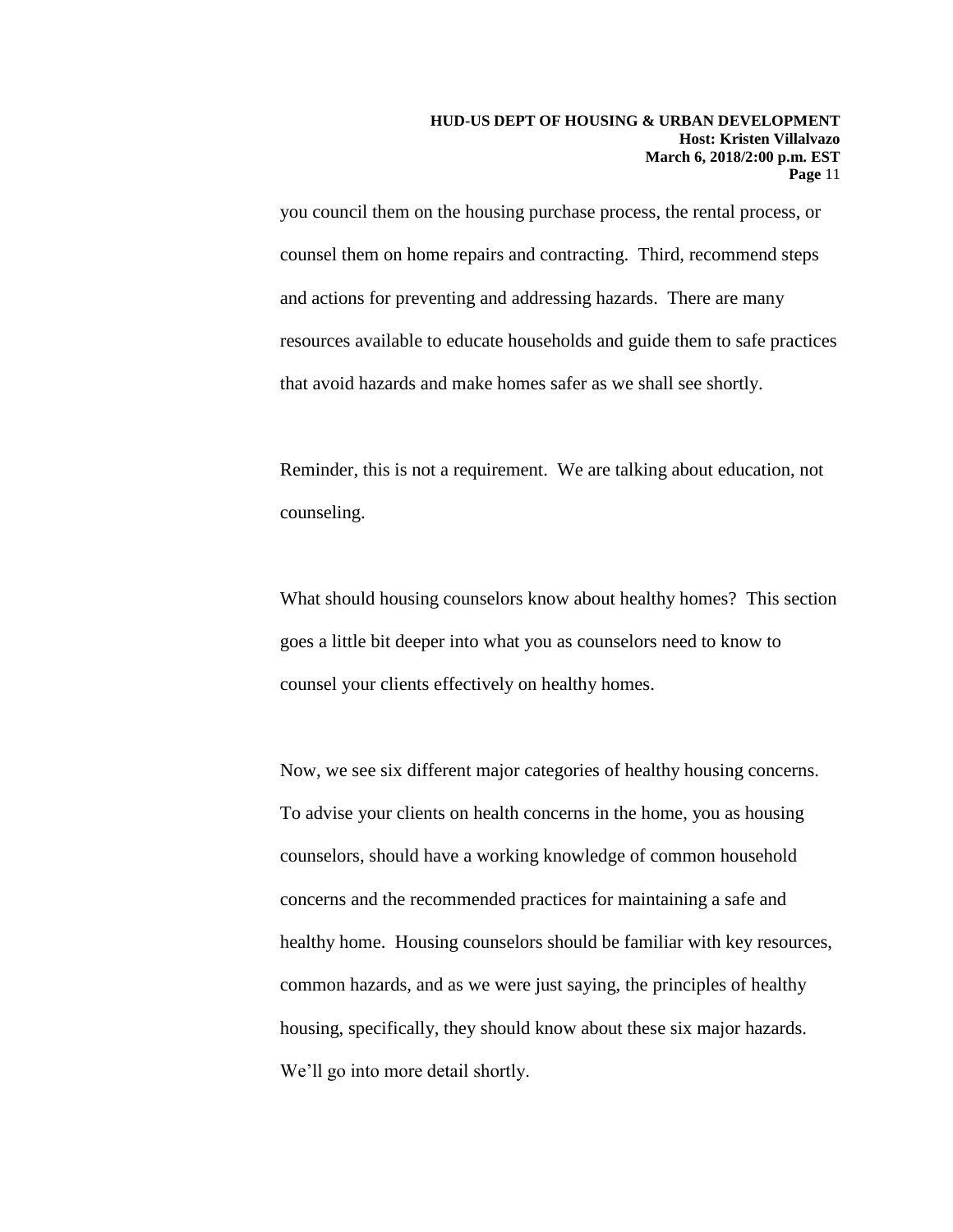you council them on the housing purchase process, the rental process, or counsel them on home repairs and contracting. Third, recommend steps and actions for preventing and addressing hazards. There are many resources available to educate households and guide them to safe practices that avoid hazards and make homes safer as we shall see shortly.

Reminder, this is not a requirement. We are talking about education, not counseling.

What should housing counselors know about healthy homes? This section goes a little bit deeper into what you as counselors need to know to counsel your clients effectively on healthy homes.

Now, we see six different major categories of healthy housing concerns. To advise your clients on health concerns in the home, you as housing counselors, should have a working knowledge of common household concerns and the recommended practices for maintaining a safe and healthy home. Housing counselors should be familiar with key resources, common hazards, and as we were just saying, the principles of healthy housing, specifically, they should know about these six major hazards. We'll go into more detail shortly.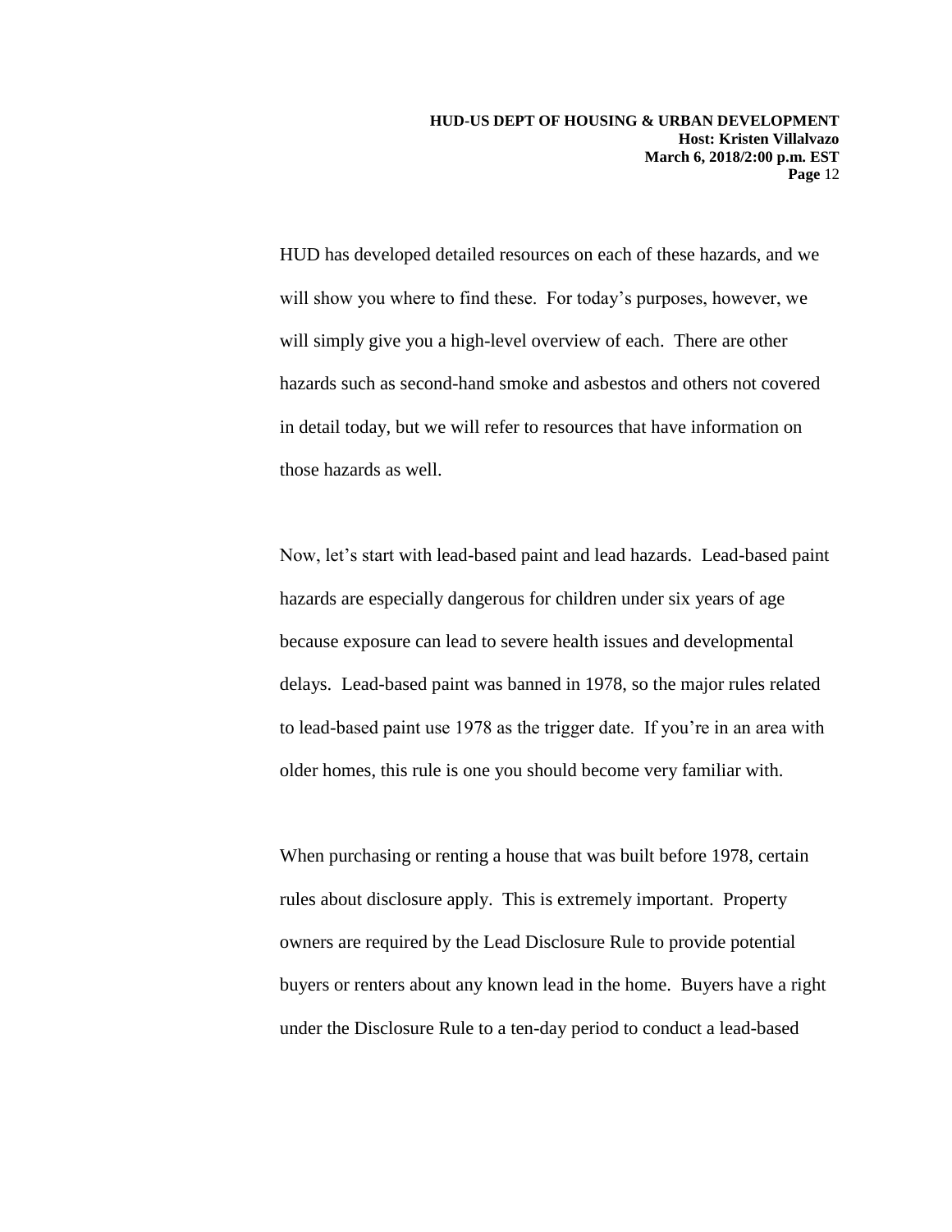HUD has developed detailed resources on each of these hazards, and we will show you where to find these. For today's purposes, however, we will simply give you a high-level overview of each. There are other hazards such as second-hand smoke and asbestos and others not covered in detail today, but we will refer to resources that have information on those hazards as well.

Now, let's start with lead-based paint and lead hazards. Lead-based paint hazards are especially dangerous for children under six years of age because exposure can lead to severe health issues and developmental delays. Lead-based paint was banned in 1978, so the major rules related to lead-based paint use 1978 as the trigger date. If you're in an area with older homes, this rule is one you should become very familiar with.

When purchasing or renting a house that was built before 1978, certain rules about disclosure apply. This is extremely important. Property owners are required by the Lead Disclosure Rule to provide potential buyers or renters about any known lead in the home. Buyers have a right under the Disclosure Rule to a ten-day period to conduct a lead-based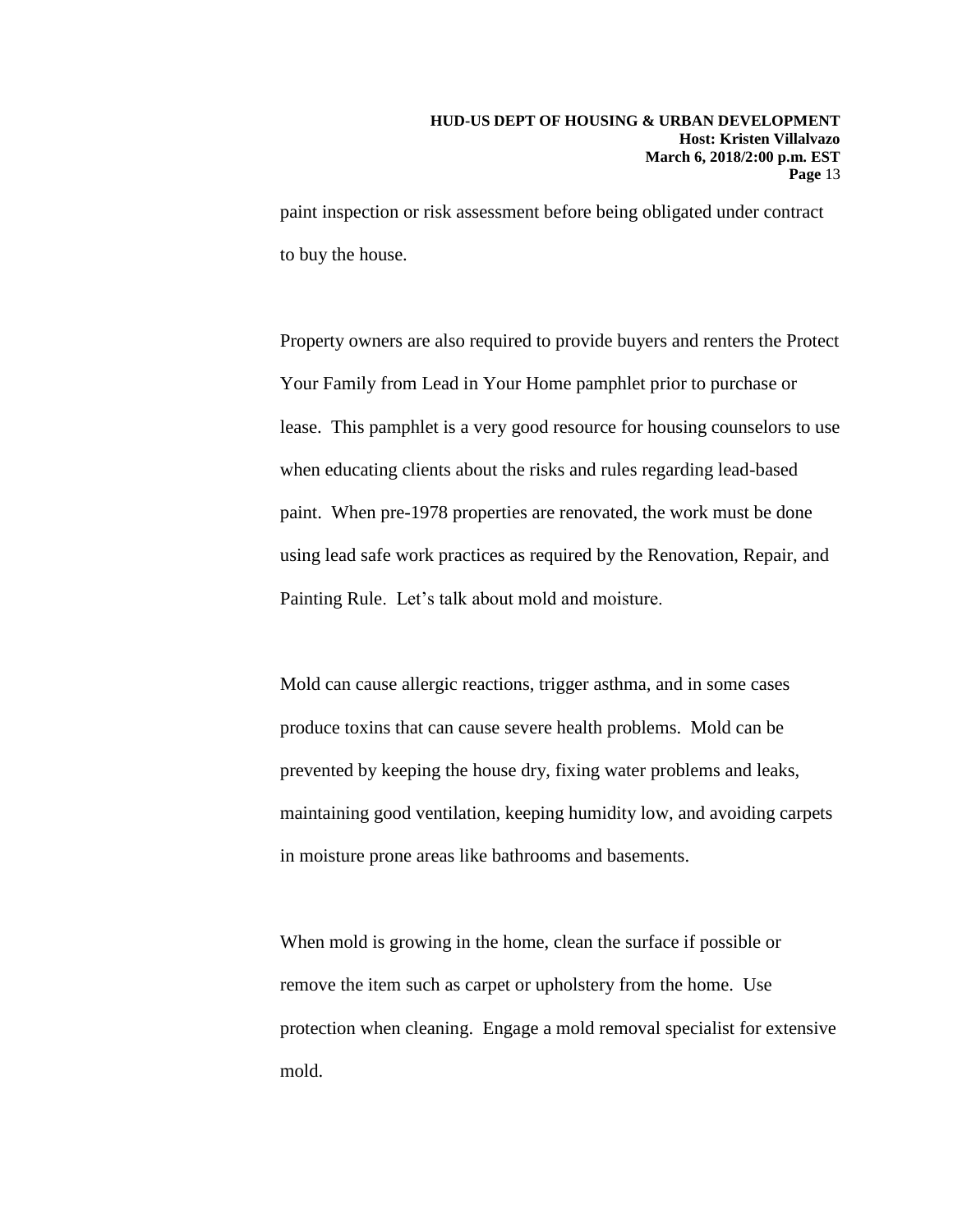paint inspection or risk assessment before being obligated under contract to buy the house.

Property owners are also required to provide buyers and renters the Protect Your Family from Lead in Your Home pamphlet prior to purchase or lease. This pamphlet is a very good resource for housing counselors to use when educating clients about the risks and rules regarding lead-based paint. When pre-1978 properties are renovated, the work must be done using lead safe work practices as required by the Renovation, Repair, and Painting Rule. Let's talk about mold and moisture.

Mold can cause allergic reactions, trigger asthma, and in some cases produce toxins that can cause severe health problems. Mold can be prevented by keeping the house dry, fixing water problems and leaks, maintaining good ventilation, keeping humidity low, and avoiding carpets in moisture prone areas like bathrooms and basements.

When mold is growing in the home, clean the surface if possible or remove the item such as carpet or upholstery from the home. Use protection when cleaning. Engage a mold removal specialist for extensive mold.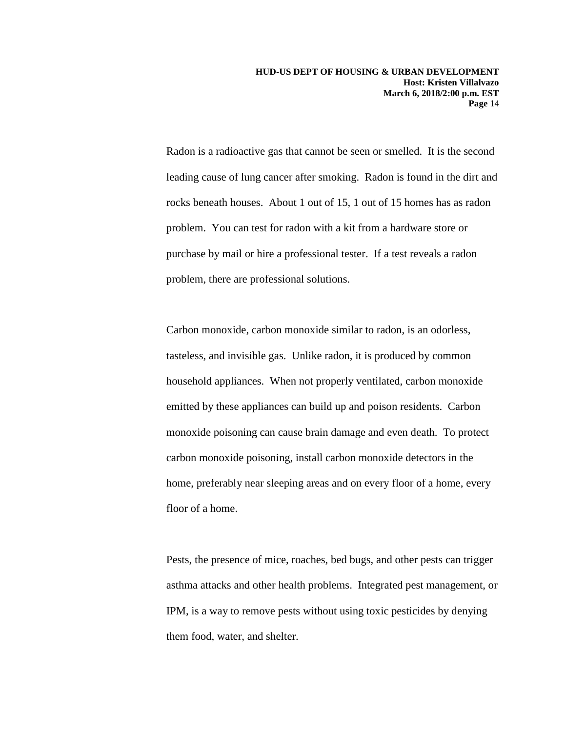Radon is a radioactive gas that cannot be seen or smelled. It is the second leading cause of lung cancer after smoking. Radon is found in the dirt and rocks beneath houses. About 1 out of 15, 1 out of 15 homes has as radon problem. You can test for radon with a kit from a hardware store or purchase by mail or hire a professional tester. If a test reveals a radon problem, there are professional solutions.

Carbon monoxide, carbon monoxide similar to radon, is an odorless, tasteless, and invisible gas. Unlike radon, it is produced by common household appliances. When not properly ventilated, carbon monoxide emitted by these appliances can build up and poison residents. Carbon monoxide poisoning can cause brain damage and even death. To protect carbon monoxide poisoning, install carbon monoxide detectors in the home, preferably near sleeping areas and on every floor of a home, every floor of a home.

Pests, the presence of mice, roaches, bed bugs, and other pests can trigger asthma attacks and other health problems. Integrated pest management, or IPM, is a way to remove pests without using toxic pesticides by denying them food, water, and shelter.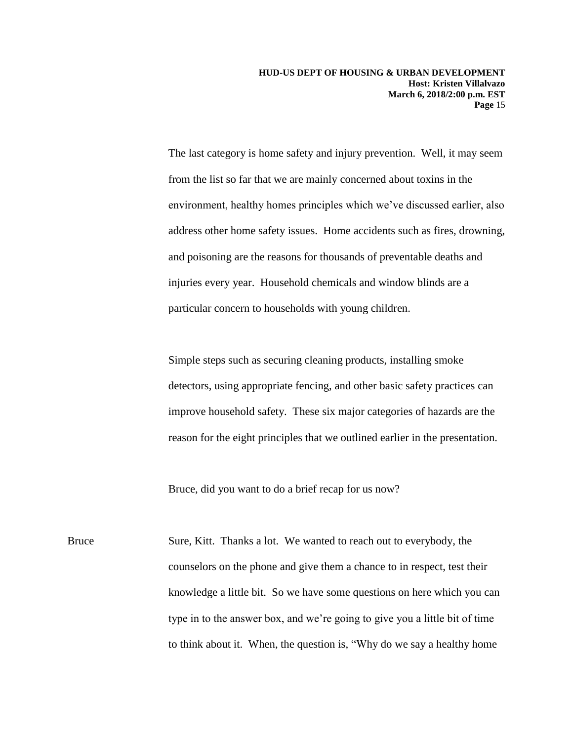The last category is home safety and injury prevention. Well, it may seem from the list so far that we are mainly concerned about toxins in the environment, healthy homes principles which we've discussed earlier, also address other home safety issues. Home accidents such as fires, drowning, and poisoning are the reasons for thousands of preventable deaths and injuries every year. Household chemicals and window blinds are a particular concern to households with young children.

Simple steps such as securing cleaning products, installing smoke detectors, using appropriate fencing, and other basic safety practices can improve household safety. These six major categories of hazards are the reason for the eight principles that we outlined earlier in the presentation.

Bruce, did you want to do a brief recap for us now?

Bruce Sure, Kitt. Thanks a lot. We wanted to reach out to everybody, the counselors on the phone and give them a chance to in respect, test their knowledge a little bit. So we have some questions on here which you can type in to the answer box, and we're going to give you a little bit of time to think about it. When, the question is, "Why do we say a healthy home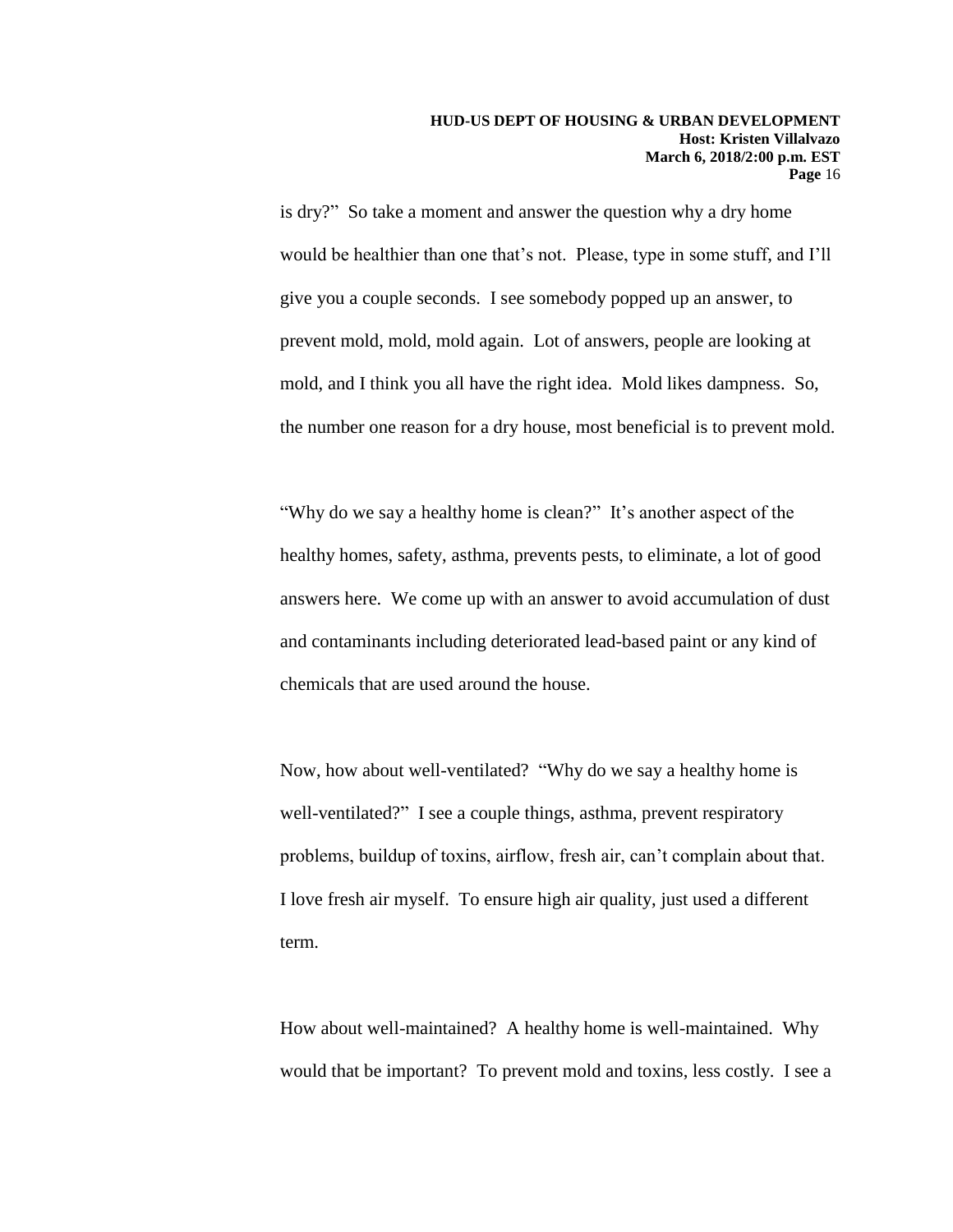is dry?" So take a moment and answer the question why a dry home would be healthier than one that's not. Please, type in some stuff, and I'll give you a couple seconds. I see somebody popped up an answer, to prevent mold, mold, mold again. Lot of answers, people are looking at mold, and I think you all have the right idea. Mold likes dampness. So, the number one reason for a dry house, most beneficial is to prevent mold.

"Why do we say a healthy home is clean?" It's another aspect of the healthy homes, safety, asthma, prevents pests, to eliminate, a lot of good answers here. We come up with an answer to avoid accumulation of dust and contaminants including deteriorated lead-based paint or any kind of chemicals that are used around the house.

Now, how about well-ventilated? "Why do we say a healthy home is well-ventilated?" I see a couple things, asthma, prevent respiratory problems, buildup of toxins, airflow, fresh air, can't complain about that. I love fresh air myself. To ensure high air quality, just used a different term.

How about well-maintained? A healthy home is well-maintained. Why would that be important? To prevent mold and toxins, less costly. I see a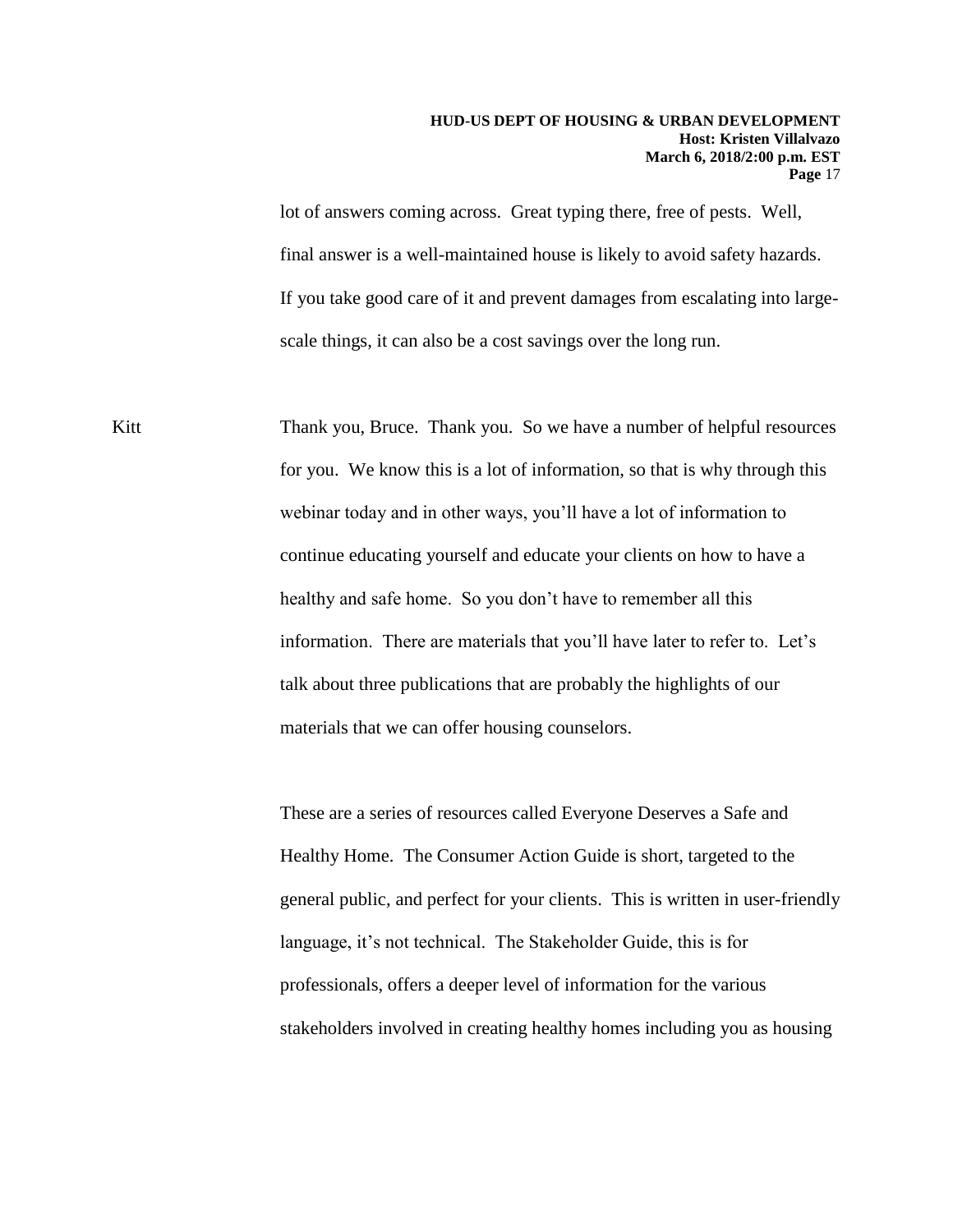lot of answers coming across. Great typing there, free of pests. Well, final answer is a well-maintained house is likely to avoid safety hazards. If you take good care of it and prevent damages from escalating into large-scale things, it can also be a cost savings over the long run.

Kitt Thank you, Bruce. Thank you. So we have a number of helpful resources for you. We know this is a lot of information, so that is why through this webinar today and in other ways, you'll have a lot of information to continue educating yourself and educate your clients on how to have a healthy and safe home. So you don't have to remember all this information. There are materials that you'll have later to refer to. Let's talk about three publications that are probably the highlights of our materials that we can offer housing counselors.

These are a series of resources called Everyone Deserves a Safe and Healthy Home. The Consumer Action Guide is short, targeted to the general public, and perfect for your clients. This is written in user-friendly language, it's not technical. The Stakeholder Guide, this is for professionals, offers a deeper level of information for the various stakeholders involved in creating healthy homes including you as housing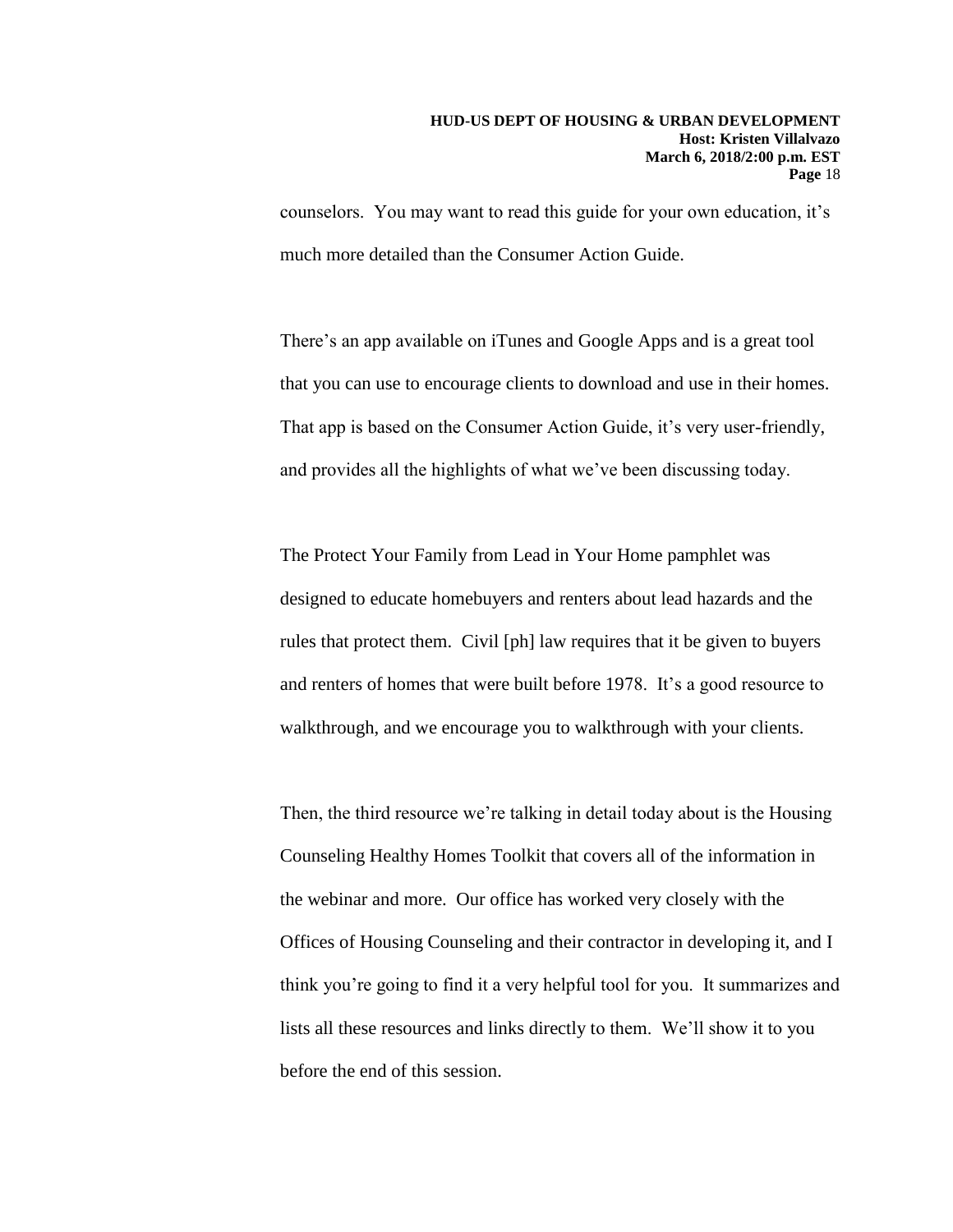counselors. You may want to read this guide for your own education, it's much more detailed than the Consumer Action Guide.

There's an app available on iTunes and Google Apps and is a great tool that you can use to encourage clients to download and use in their homes. That app is based on the Consumer Action Guide, it's very user-friendly, and provides all the highlights of what we've been discussing today.

The Protect Your Family from Lead in Your Home pamphlet was designed to educate homebuyers and renters about lead hazards and the rules that protect them. Civil [ph] law requires that it be given to buyers and renters of homes that were built before 1978. It's a good resource to walkthrough, and we encourage you to walkthrough with your clients.

Then, the third resource we're talking in detail today about is the Housing Counseling Healthy Homes Toolkit that covers all of the information in the webinar and more. Our office has worked very closely with the Offices of Housing Counseling and their contractor in developing it, and I think you're going to find it a very helpful tool for you. It summarizes and lists all these resources and links directly to them. We'll show it to you before the end of this session.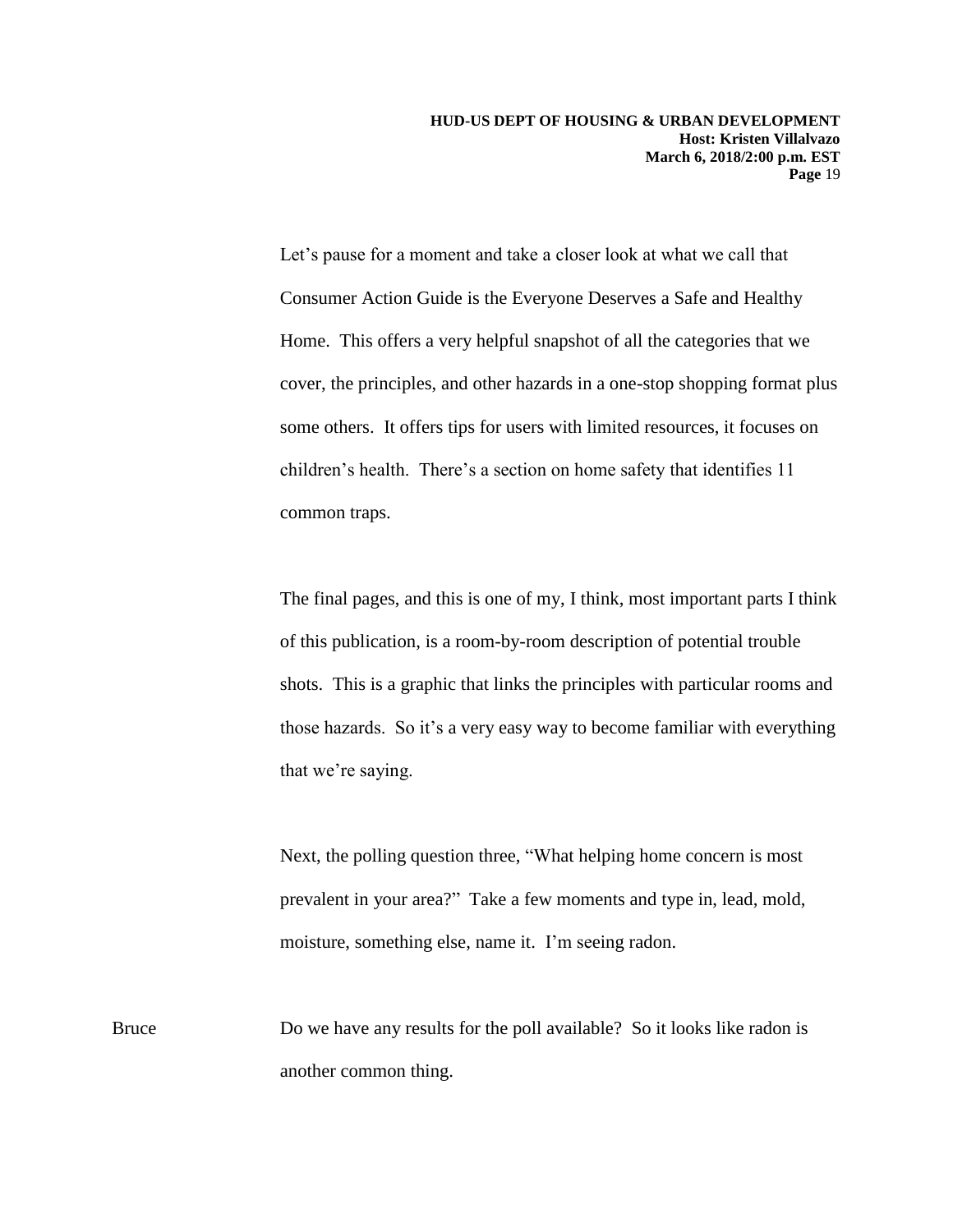Let's pause for a moment and take a closer look at what we call that Consumer Action Guide is the Everyone Deserves a Safe and Healthy Home. This offers a very helpful snapshot of all the categories that we cover, the principles, and other hazards in a one-stop shopping format plus some others. It offers tips for users with limited resources, it focuses on children's health. There's a section on home safety that identifies 11 common traps.

The final pages, and this is one of my, I think, most important parts I think of this publication, is a room-by-room description of potential trouble shots. This is a graphic that links the principles with particular rooms and those hazards. So it's a very easy way to become familiar with everything that we're saying.

Next, the polling question three, "What helping home concern is most prevalent in your area?" Take a few moments and type in, lead, mold, moisture, something else, name it. I'm seeing radon.

Bruce Do we have any results for the poll available? So it looks like radon is another common thing.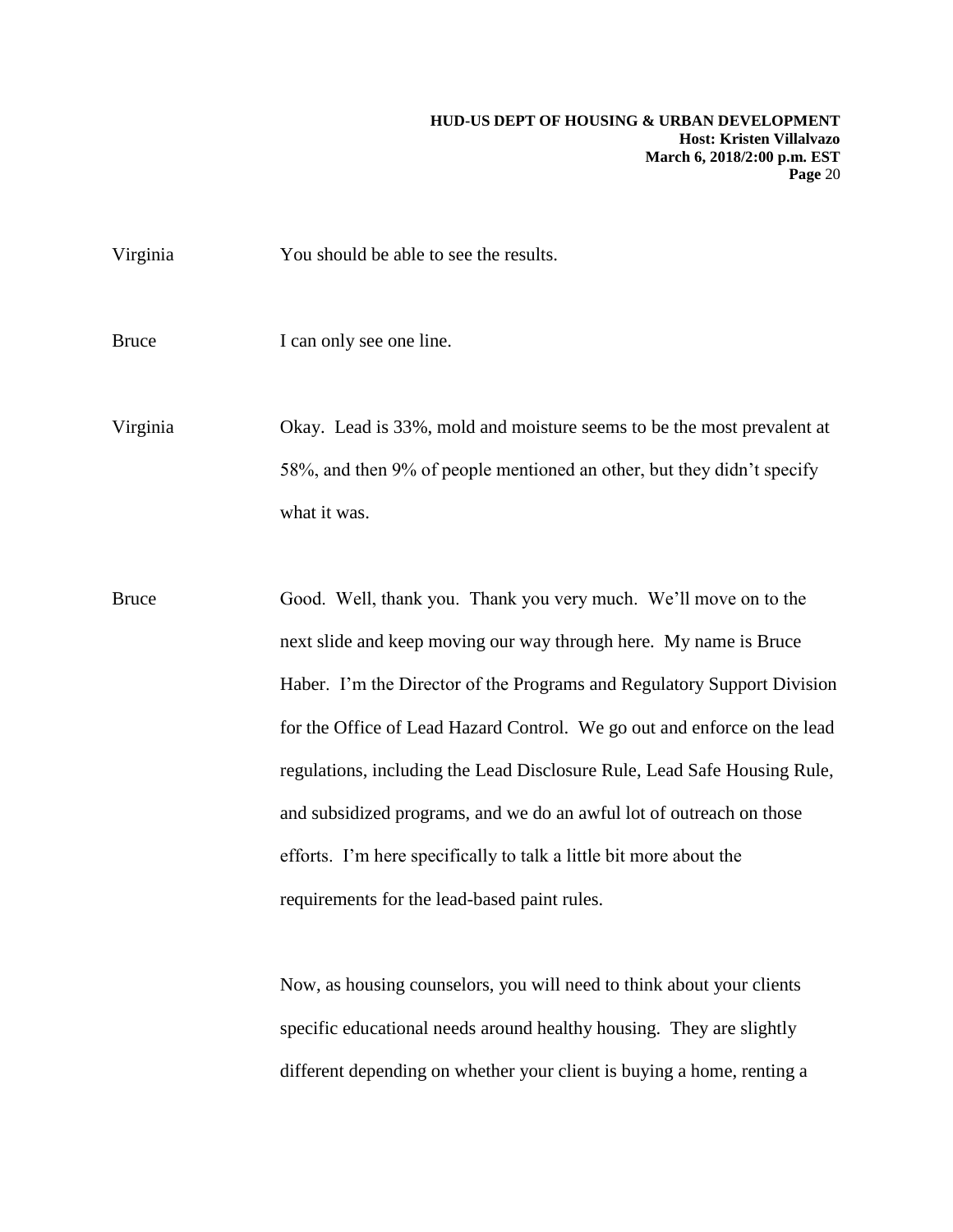Virginia You should be able to see the results.

Bruce I can only see one line.

Virginia Okay. Lead is 33%, mold and moisture seems to be the most prevalent at 58%, and then 9% of people mentioned an other, but they didn't specify what it was.

Bruce Good. Well, thank you. Thank you very much. We'll move on to the next slide and keep moving our way through here. My name is Bruce Haber. I'm the Director of the Programs and Regulatory Support Division for the Office of Lead Hazard Control. We go out and enforce on the lead regulations, including the Lead Disclosure Rule, Lead Safe Housing Rule, and subsidized programs, and we do an awful lot of outreach on those efforts. I'm here specifically to talk a little bit more about the requirements for the lead-based paint rules.

Now, as housing counselors, you will need to think about your clients specific educational needs around healthy housing. They are slightly different depending on whether your client is buying a home, renting a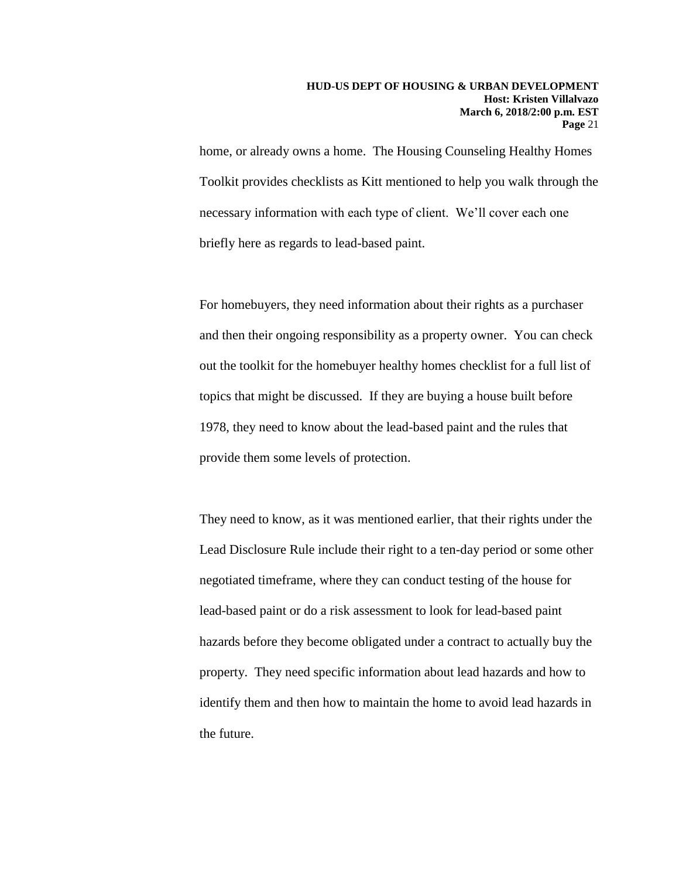home, or already owns a home. The Housing Counseling Healthy Homes Toolkit provides checklists as Kitt mentioned to help you walk through the necessary information with each type of client. We'll cover each one briefly here as regards to lead-based paint.

For homebuyers, they need information about their rights as a purchaser and then their ongoing responsibility as a property owner. You can check out the toolkit for the homebuyer healthy homes checklist for a full list of topics that might be discussed. If they are buying a house built before 1978, they need to know about the lead-based paint and the rules that provide them some levels of protection.

They need to know, as it was mentioned earlier, that their rights under the Lead Disclosure Rule include their right to a ten-day period or some other negotiated timeframe, where they can conduct testing of the house for lead-based paint or do a risk assessment to look for lead-based paint hazards before they become obligated under a contract to actually buy the property. They need specific information about lead hazards and how to identify them and then how to maintain the home to avoid lead hazards in the future.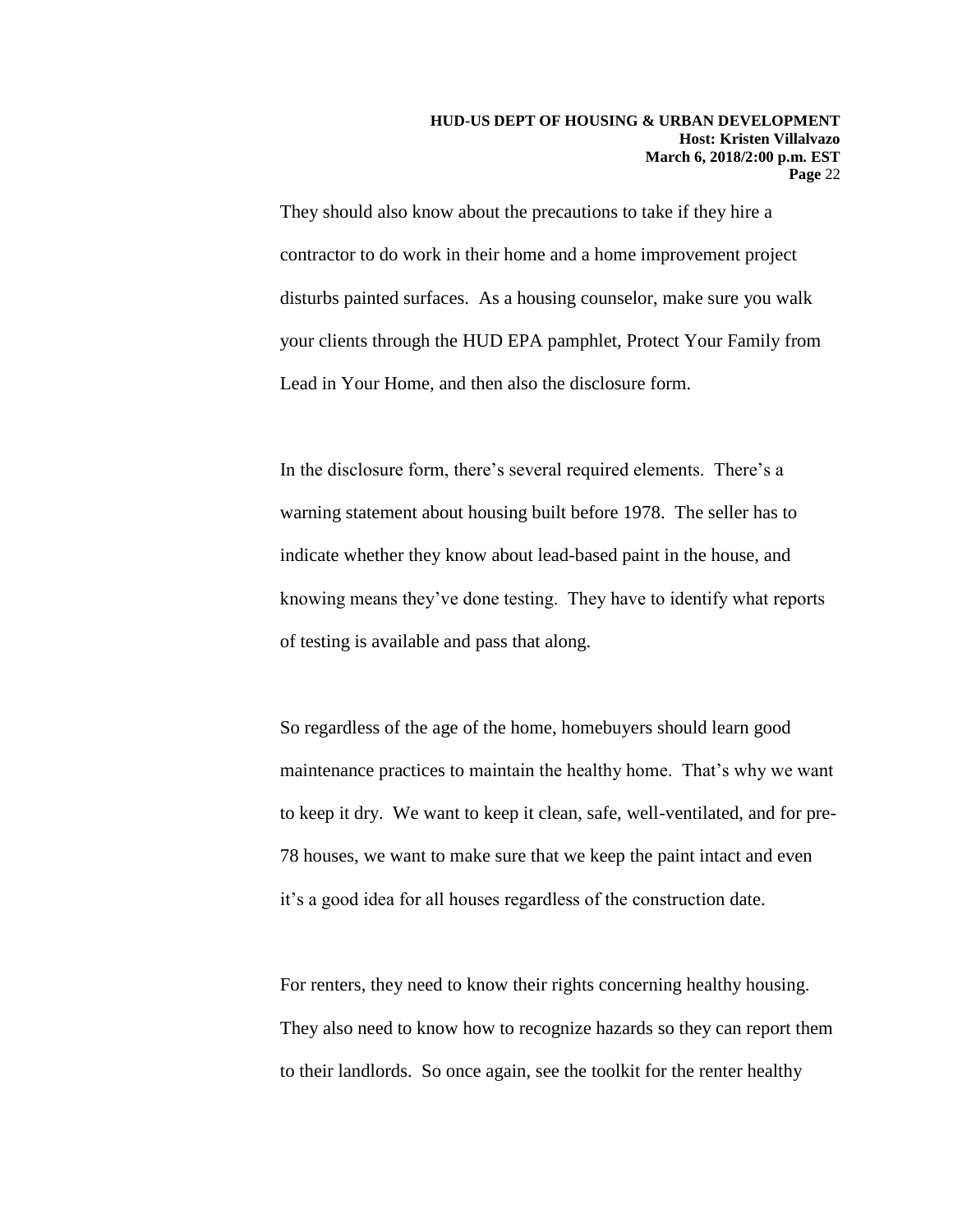They should also know about the precautions to take if they hire a contractor to do work in their home and a home improvement project disturbs painted surfaces. As a housing counselor, make sure you walk your clients through the HUD EPA pamphlet, Protect Your Family from Lead in Your Home, and then also the disclosure form.

In the disclosure form, there's several required elements. There's a warning statement about housing built before 1978. The seller has to indicate whether they know about lead-based paint in the house, and knowing means they've done testing. They have to identify what reports of testing is available and pass that along.

So regardless of the age of the home, homebuyers should learn good maintenance practices to maintain the healthy home. That's why we want to keep it dry. We want to keep it clean, safe, well-ventilated, and for pre-78 houses, we want to make sure that we keep the paint intact and even it's a good idea for all houses regardless of the construction date.

For renters, they need to know their rights concerning healthy housing. They also need to know how to recognize hazards so they can report them to their landlords. So once again, see the toolkit for the renter healthy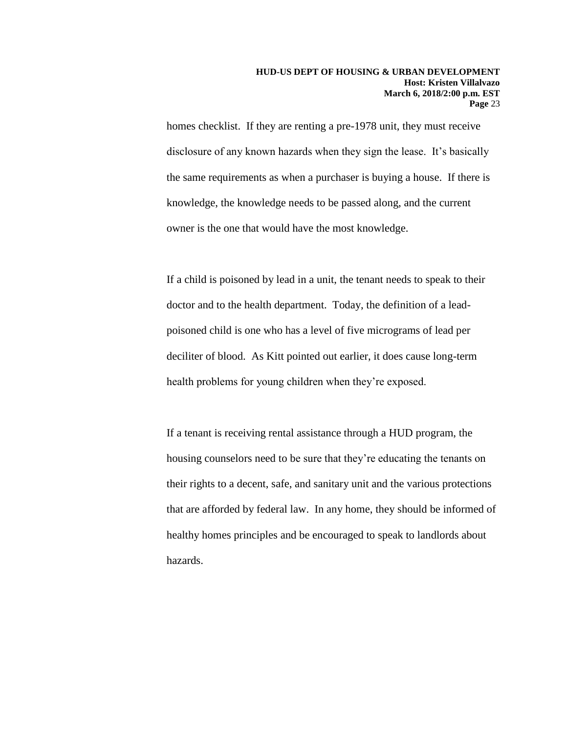homes checklist. If they are renting a pre-1978 unit, they must receive disclosure of any known hazards when they sign the lease. It's basically the same requirements as when a purchaser is buying a house. If there is knowledge, the knowledge needs to be passed along, and the current owner is the one that would have the most knowledge.

If a child is poisoned by lead in a unit, the tenant needs to speak to their doctor and to the health department. Today, the definition of a lead-poisoned child is one who has a level of five micrograms of lead per deciliter of blood. As Kitt pointed out earlier, it does cause long-term health problems for young children when they're exposed.

If a tenant is receiving rental assistance through a HUD program, the housing counselors need to be sure that they're educating the tenants on their rights to a decent, safe, and sanitary unit and the various protections that are afforded by federal law. In any home, they should be informed of healthy homes principles and be encouraged to speak to landlords about hazards.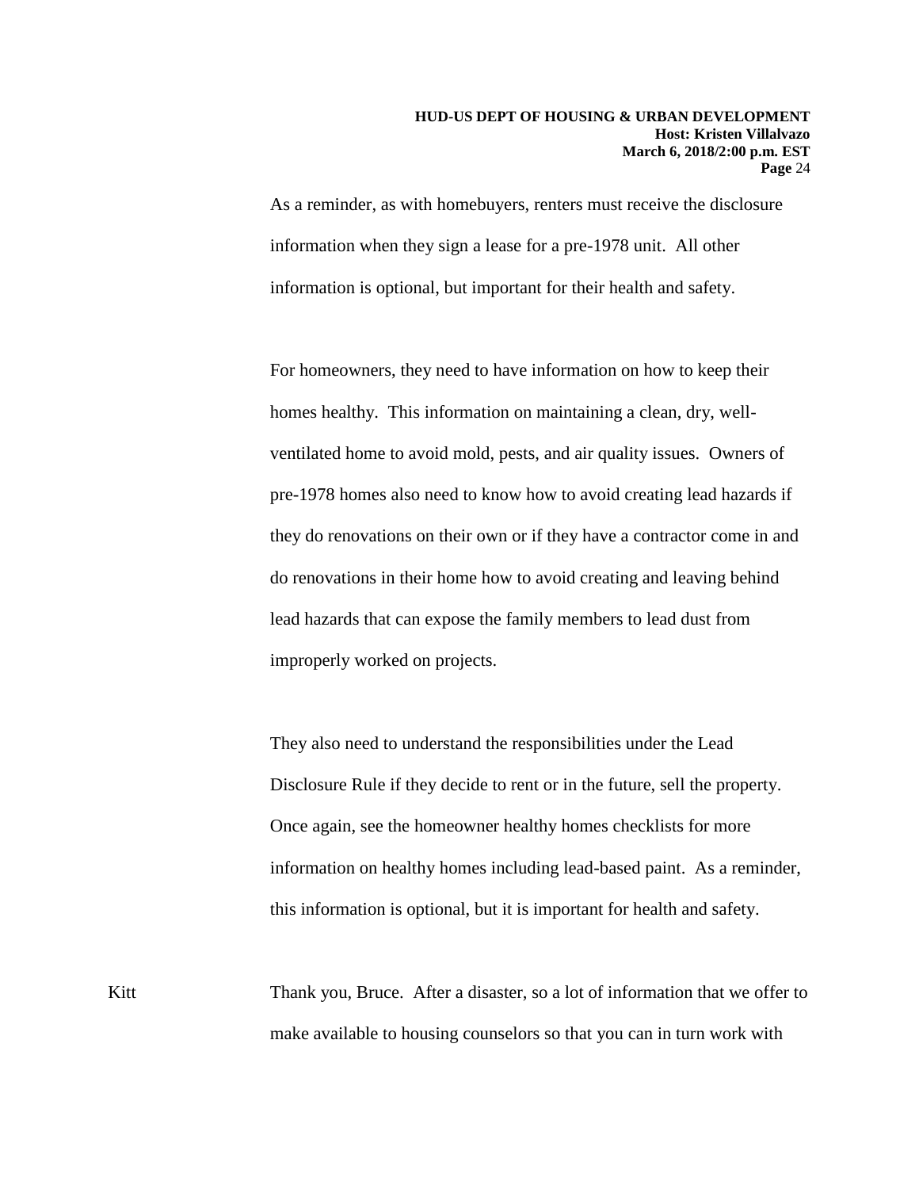As a reminder, as with homebuyers, renters must receive the disclosure information when they sign a lease for a pre-1978 unit. All other information is optional, but important for their health and safety.

For homeowners, they need to have information on how to keep their homes healthy. This information on maintaining a clean, dry, well-ventilated home to avoid mold, pests, and air quality issues. Owners of pre-1978 homes also need to know how to avoid creating lead hazards if they do renovations on their own or if they have a contractor come in and do renovations in their home how to avoid creating and leaving behind lead hazards that can expose the family members to lead dust from improperly worked on projects.

They also need to understand the responsibilities under the Lead Disclosure Rule if they decide to rent or in the future, sell the property. Once again, see the homeowner healthy homes checklists for more information on healthy homes including lead-based paint. As a reminder, this information is optional, but it is important for health and safety.

Kitt: Thank you, Bruce. After a disaster, so a lot of information that we offer to make available to housing counselors so that you can in turn work with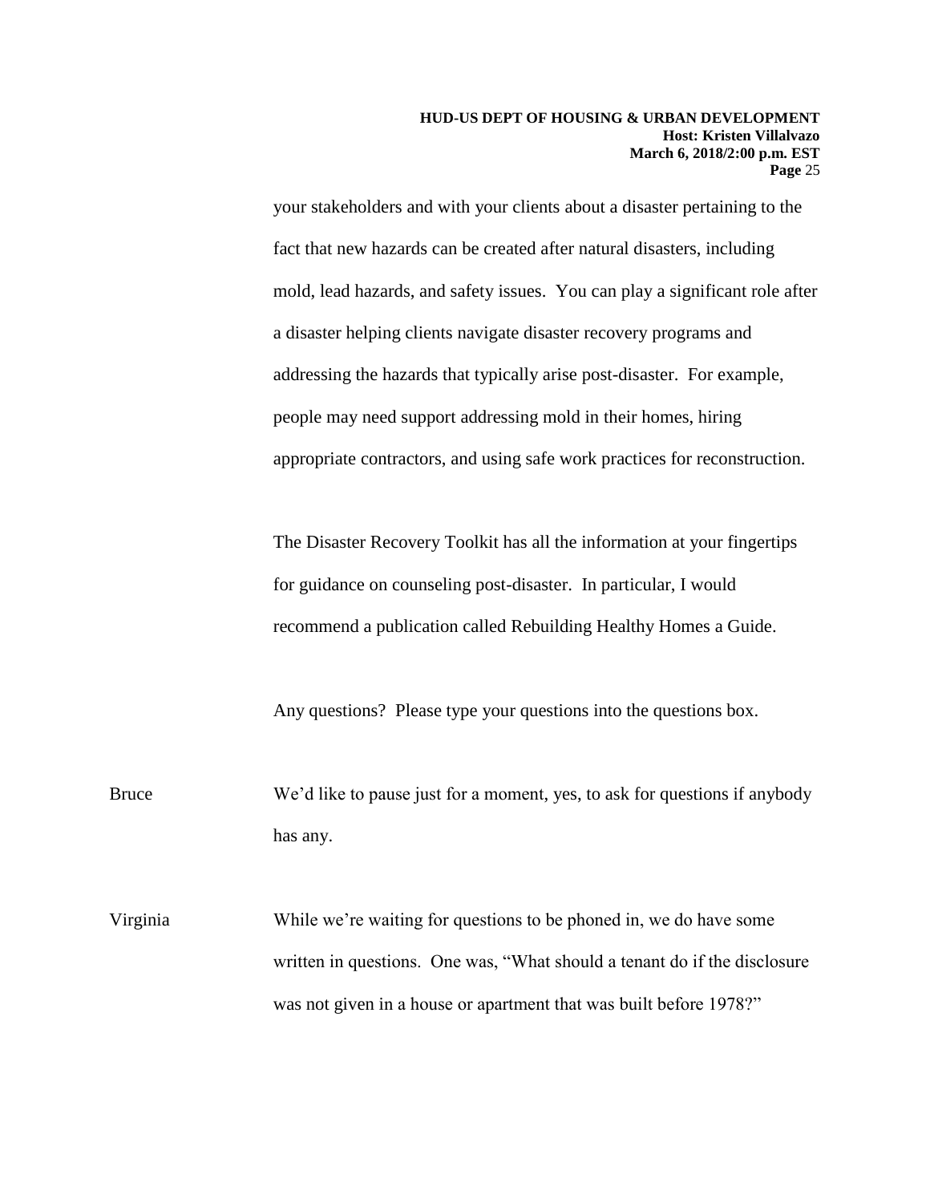your stakeholders and with your clients about a disaster pertaining to the fact that new hazards can be created after natural disasters, including mold, lead hazards, and safety issues. You can play a significant role after a disaster helping clients navigate disaster recovery programs and addressing the hazards that typically arise post-disaster. For example, people may need support addressing mold in their homes, hiring appropriate contractors, and using safe work practices for reconstruction.

The Disaster Recovery Toolkit has all the information at your fingertips for guidance on counseling post-disaster. In particular, I would recommend a publication called Rebuilding Healthy Homes a Guide.

Any questions? Please type your questions into the questions box.

Bruce — We'd like to pause just for a moment, yes, to ask for questions if anybody has any.

Virginia — While we're waiting for questions to be phoned in, we do have some written in questions. One was, "What should a tenant do if the disclosure was not given in a house or apartment that was built before 1978?"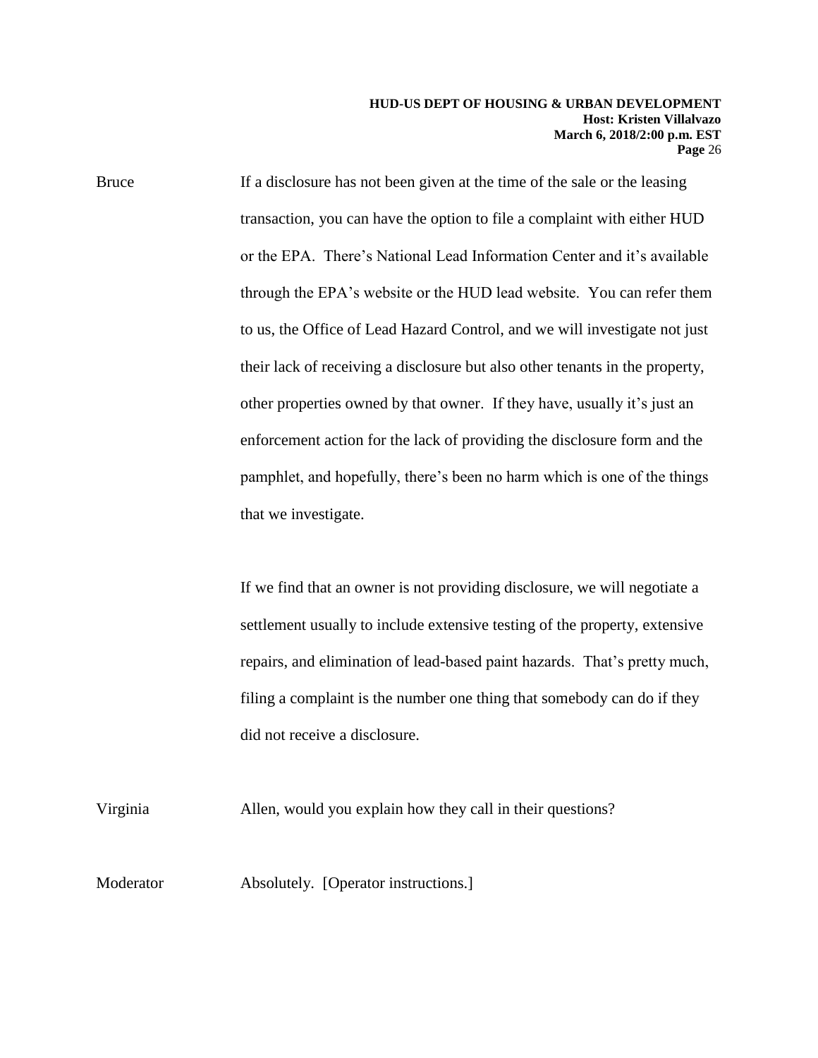Bruce If a disclosure has not been given at the time of the sale or the leasing transaction, you can have the option to file a complaint with either HUD or the EPA. There's National Lead Information Center and it's available through the EPA's website or the HUD lead website. You can refer them to us, the Office of Lead Hazard Control, and we will investigate not just their lack of receiving a disclosure but also other tenants in the property, other properties owned by that owner. If they have, usually it's just an enforcement action for the lack of providing the disclosure form and the pamphlet, and hopefully, there's been no harm which is one of the things that we investigate.

If we find that an owner is not providing disclosure, we will negotiate a settlement usually to include extensive testing of the property, extensive repairs, and elimination of lead-based paint hazards. That's pretty much, filing a complaint is the number one thing that somebody can do if they did not receive a disclosure.

Virginia Allen, would you explain how they call in their questions?

Moderator Absolutely. [Operator instructions.]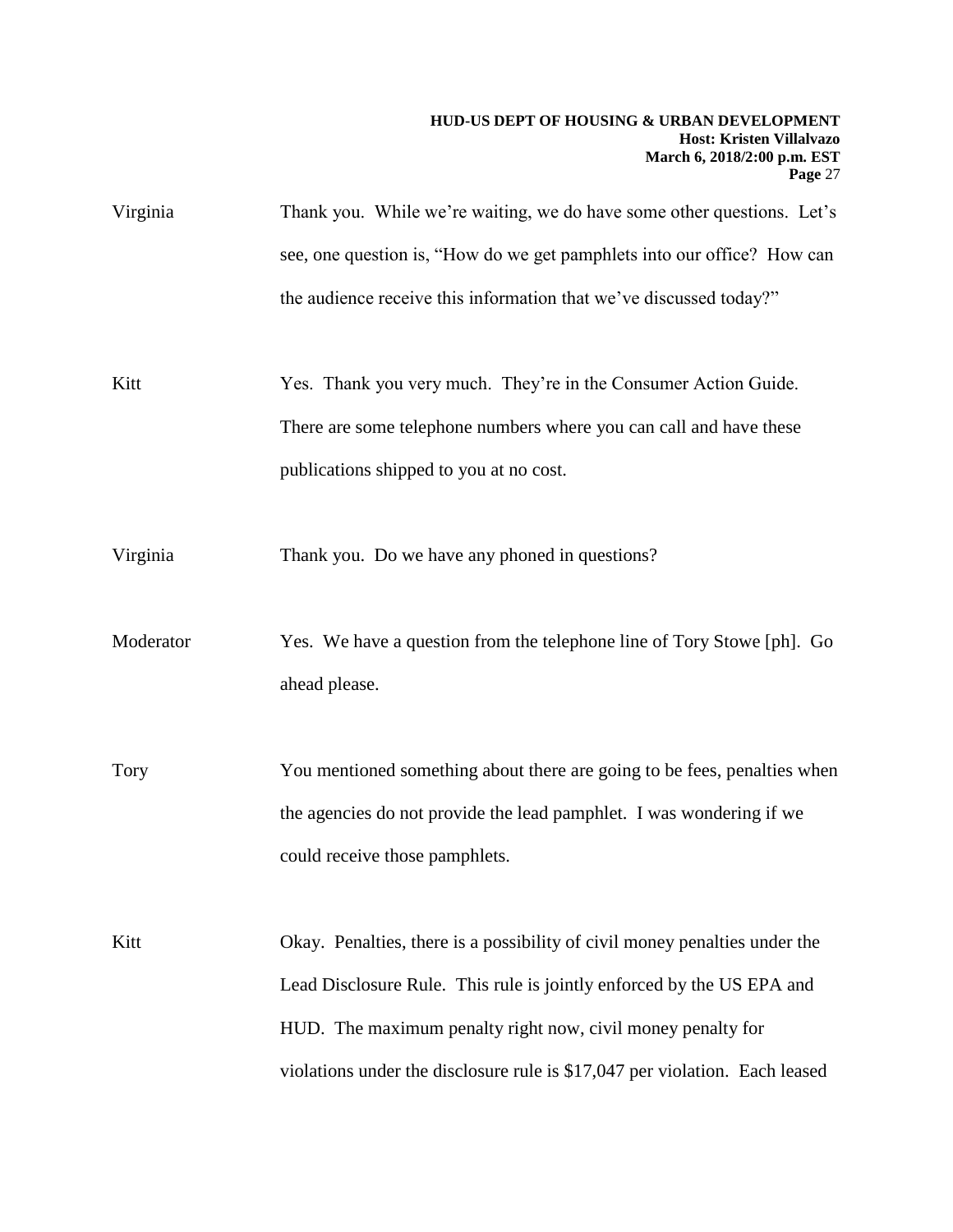Virginia Thank you. While we're waiting, we do have some other questions. Let's see, one question is, "How do we get pamphlets into our office? How can the audience receive this information that we've discussed today?"

Kitt Yes. Thank you very much. They're in the Consumer Action Guide. There are some telephone numbers where you can call and have these publications shipped to you at no cost.

Virginia Thank you. Do we have any phoned in questions?

Moderator Yes. We have a question from the telephone line of Tory Stowe [ph]. Go ahead please.

Tory You mentioned something about there are going to be fees, penalties when the agencies do not provide the lead pamphlet. I was wondering if we could receive those pamphlets.

Kitt Okay. Penalties, there is a possibility of civil money penalties under the Lead Disclosure Rule. This rule is jointly enforced by the US EPA and HUD. The maximum penalty right now, civil money penalty for violations under the disclosure rule is $17,047 per violation. Each leased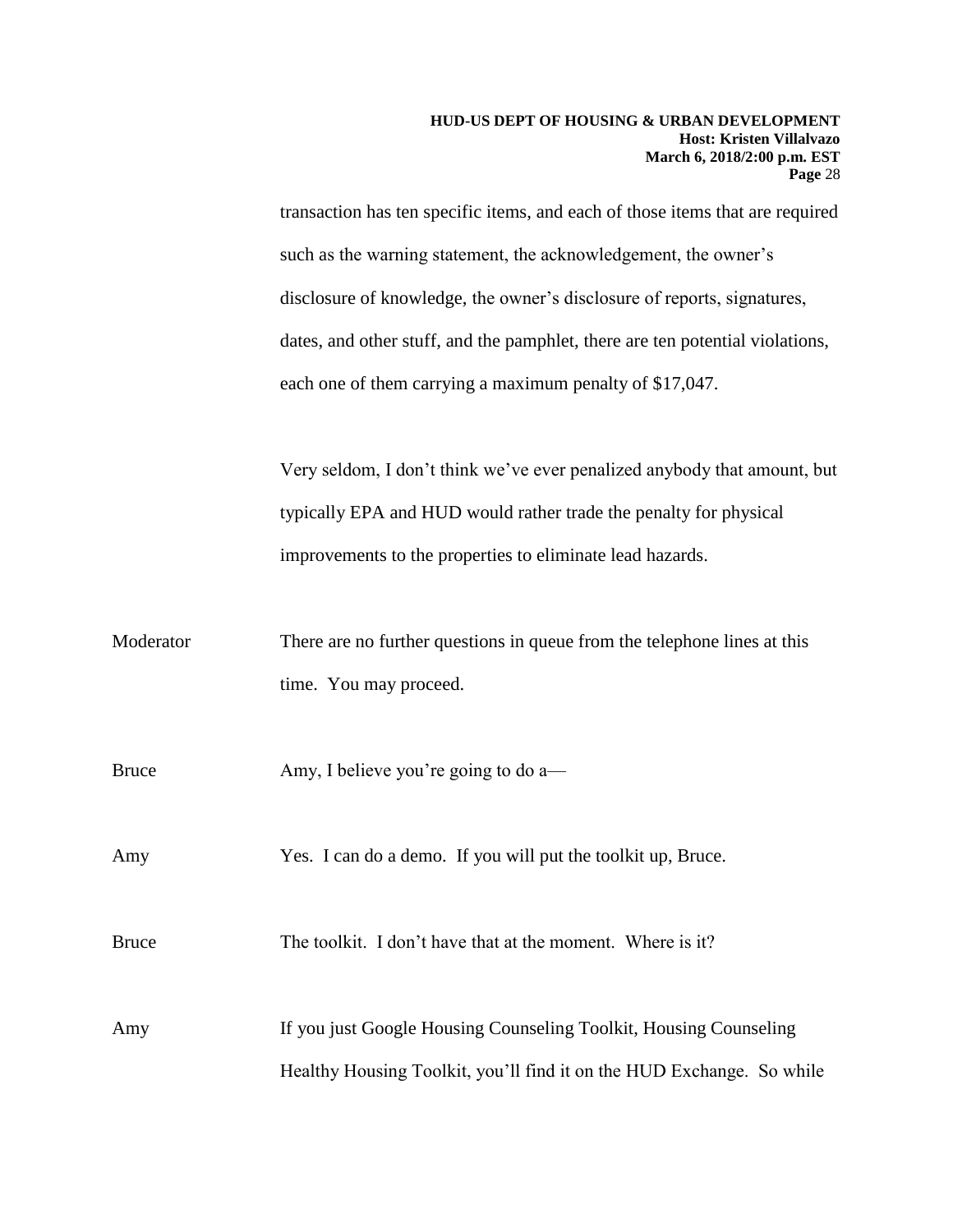transaction has ten specific items, and each of those items that are required such as the warning statement, the acknowledgement, the owner's disclosure of knowledge, the owner's disclosure of reports, signatures, dates, and other stuff, and the pamphlet, there are ten potential violations, each one of them carrying a maximum penalty of $17,047.

Very seldom, I don't think we've ever penalized anybody that amount, but typically EPA and HUD would rather trade the penalty for physical improvements to the properties to eliminate lead hazards.

Moderator: There are no further questions in queue from the telephone lines at this time. You may proceed.

Bruce: Amy, I believe you're going to do a—

Amy: Yes. I can do a demo. If you will put the toolkit up, Bruce.

Bruce: The toolkit. I don't have that at the moment. Where is it?

Amy: If you just Google Housing Counseling Toolkit, Housing Counseling Healthy Housing Toolkit, you'll find it on the HUD Exchange. So while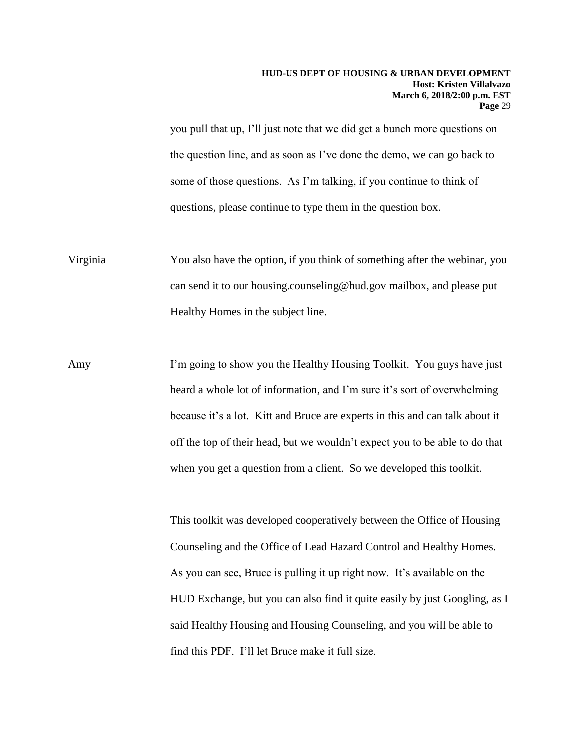you pull that up, I'll just note that we did get a bunch more questions on the question line, and as soon as I've done the demo, we can go back to some of those questions. As I'm talking, if you continue to think of questions, please continue to type them in the question box.

Virginia You also have the option, if you think of something after the webinar, you can send it to our housing.counseling@hud.gov mailbox, and please put Healthy Homes in the subject line.

Amy I'm going to show you the Healthy Housing Toolkit. You guys have just heard a whole lot of information, and I'm sure it's sort of overwhelming because it's a lot. Kitt and Bruce are experts in this and can talk about it off the top of their head, but we wouldn't expect you to be able to do that when you get a question from a client. So we developed this toolkit.

This toolkit was developed cooperatively between the Office of Housing Counseling and the Office of Lead Hazard Control and Healthy Homes. As you can see, Bruce is pulling it up right now. It's available on the HUD Exchange, but you can also find it quite easily by just Googling, as I said Healthy Housing and Housing Counseling, and you will be able to find this PDF. I'll let Bruce make it full size.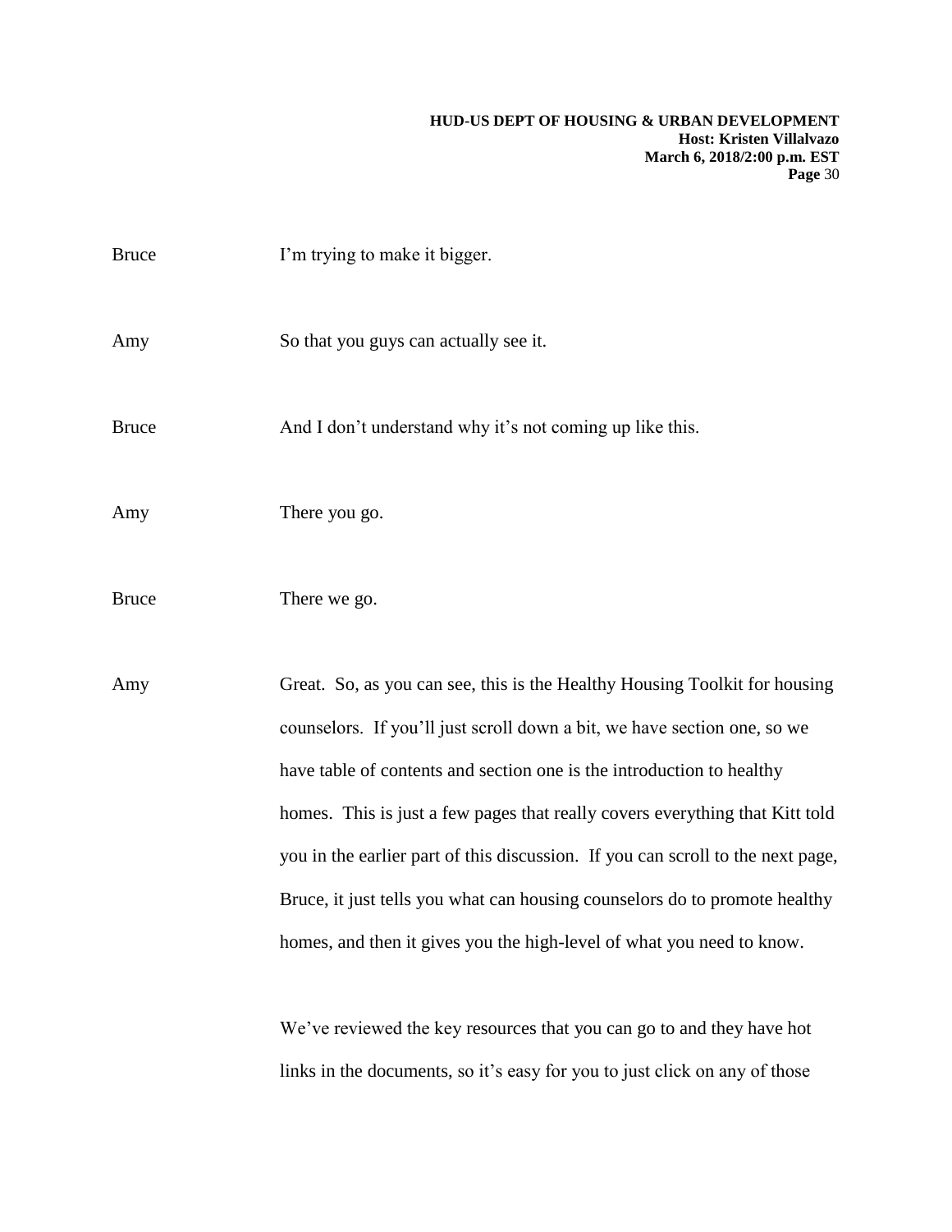Bruce I'm trying to make it bigger.

Amy So that you guys can actually see it.

Bruce And I don't understand why it's not coming up like this.

Amy There you go.

Bruce There we go.

Amy Great. So, as you can see, this is the Healthy Housing Toolkit for housing counselors. If you'll just scroll down a bit, we have section one, so we have table of contents and section one is the introduction to healthy homes. This is just a few pages that really covers everything that Kitt told you in the earlier part of this discussion. If you can scroll to the next page, Bruce, it just tells you what can housing counselors do to promote healthy homes, and then it gives you the high-level of what you need to know.

We've reviewed the key resources that you can go to and they have hot links in the documents, so it's easy for you to just click on any of those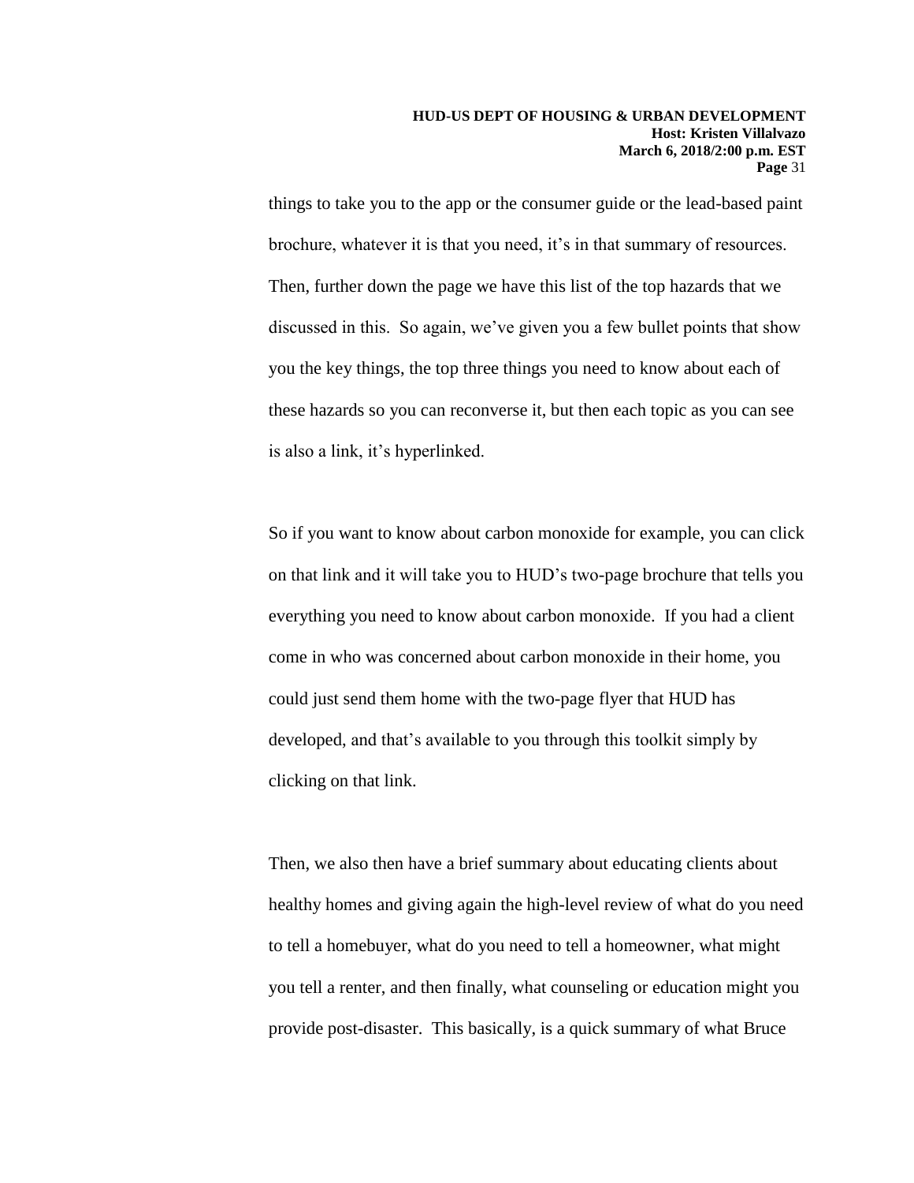things to take you to the app or the consumer guide or the lead-based paint brochure, whatever it is that you need, it's in that summary of resources. Then, further down the page we have this list of the top hazards that we discussed in this. So again, we've given you a few bullet points that show you the key things, the top three things you need to know about each of these hazards so you can reconverse it, but then each topic as you can see is also a link, it's hyperlinked.

So if you want to know about carbon monoxide for example, you can click on that link and it will take you to HUD's two-page brochure that tells you everything you need to know about carbon monoxide. If you had a client come in who was concerned about carbon monoxide in their home, you could just send them home with the two-page flyer that HUD has developed, and that's available to you through this toolkit simply by clicking on that link.

Then, we also then have a brief summary about educating clients about healthy homes and giving again the high-level review of what do you need to tell a homebuyer, what do you need to tell a homeowner, what might you tell a renter, and then finally, what counseling or education might you provide post-disaster. This basically, is a quick summary of what Bruce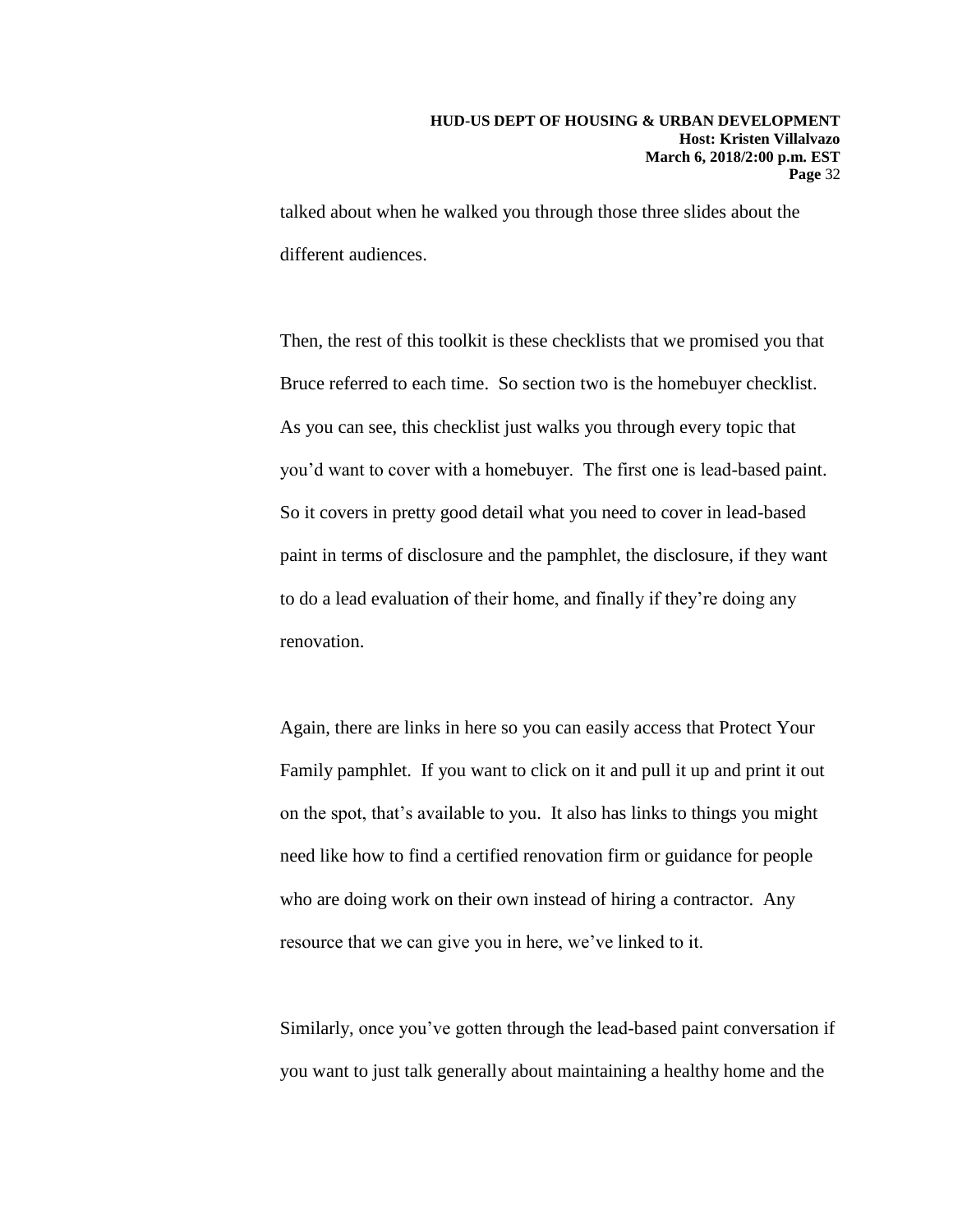talked about when he walked you through those three slides about the different audiences.

Then, the rest of this toolkit is these checklists that we promised you that Bruce referred to each time. So section two is the homebuyer checklist. As you can see, this checklist just walks you through every topic that you'd want to cover with a homebuyer. The first one is lead-based paint. So it covers in pretty good detail what you need to cover in lead-based paint in terms of disclosure and the pamphlet, the disclosure, if they want to do a lead evaluation of their home, and finally if they're doing any renovation.

Again, there are links in here so you can easily access that Protect Your Family pamphlet. If you want to click on it and pull it up and print it out on the spot, that's available to you. It also has links to things you might need like how to find a certified renovation firm or guidance for people who are doing work on their own instead of hiring a contractor. Any resource that we can give you in here, we've linked to it.

Similarly, once you've gotten through the lead-based paint conversation if you want to just talk generally about maintaining a healthy home and the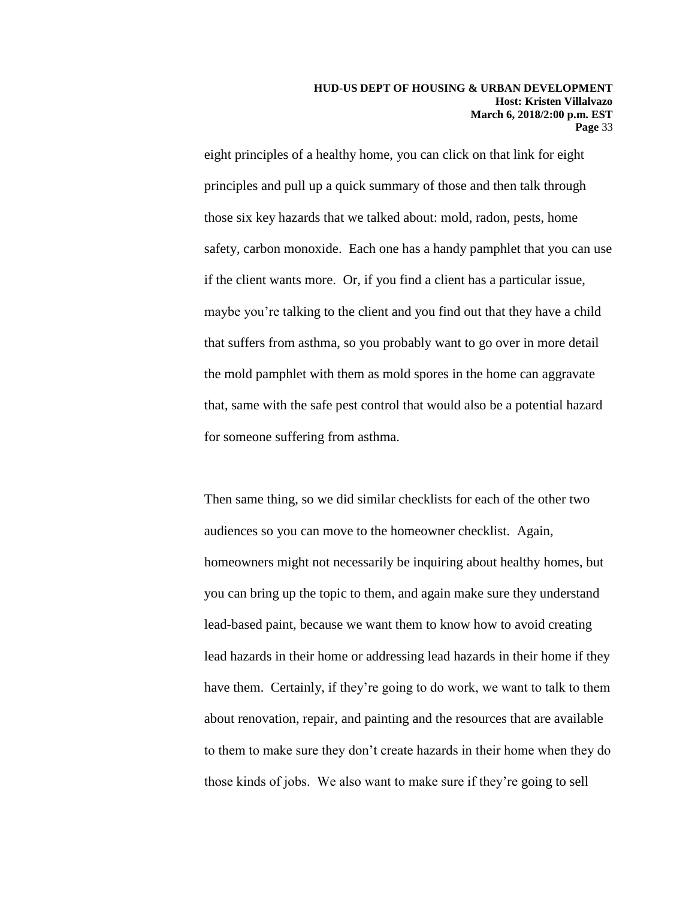eight principles of a healthy home, you can click on that link for eight principles and pull up a quick summary of those and then talk through those six key hazards that we talked about: mold, radon, pests, home safety, carbon monoxide. Each one has a handy pamphlet that you can use if the client wants more. Or, if you find a client has a particular issue, maybe you're talking to the client and you find out that they have a child that suffers from asthma, so you probably want to go over in more detail the mold pamphlet with them as mold spores in the home can aggravate that, same with the safe pest control that would also be a potential hazard for someone suffering from asthma.

Then same thing, so we did similar checklists for each of the other two audiences so you can move to the homeowner checklist. Again, homeowners might not necessarily be inquiring about healthy homes, but you can bring up the topic to them, and again make sure they understand lead-based paint, because we want them to know how to avoid creating lead hazards in their home or addressing lead hazards in their home if they have them. Certainly, if they're going to do work, we want to talk to them about renovation, repair, and painting and the resources that are available to them to make sure they don't create hazards in their home when they do those kinds of jobs. We also want to make sure if they're going to sell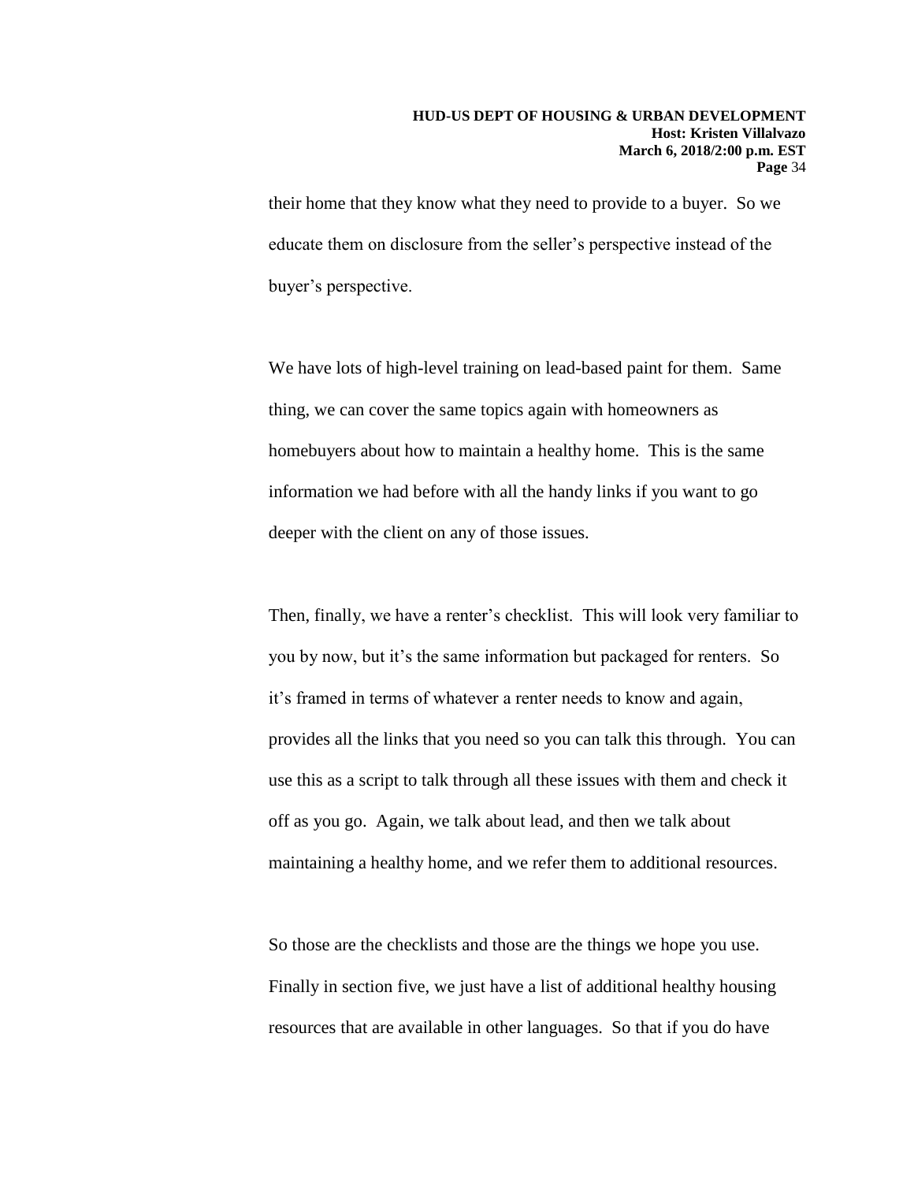their home that they know what they need to provide to a buyer. So we educate them on disclosure from the seller's perspective instead of the buyer's perspective.

We have lots of high-level training on lead-based paint for them. Same thing, we can cover the same topics again with homeowners as homebuyers about how to maintain a healthy home. This is the same information we had before with all the handy links if you want to go deeper with the client on any of those issues.

Then, finally, we have a renter's checklist. This will look very familiar to you by now, but it's the same information but packaged for renters. So it's framed in terms of whatever a renter needs to know and again, provides all the links that you need so you can talk this through. You can use this as a script to talk through all these issues with them and check it off as you go. Again, we talk about lead, and then we talk about maintaining a healthy home, and we refer them to additional resources.

So those are the checklists and those are the things we hope you use. Finally in section five, we just have a list of additional healthy housing resources that are available in other languages. So that if you do have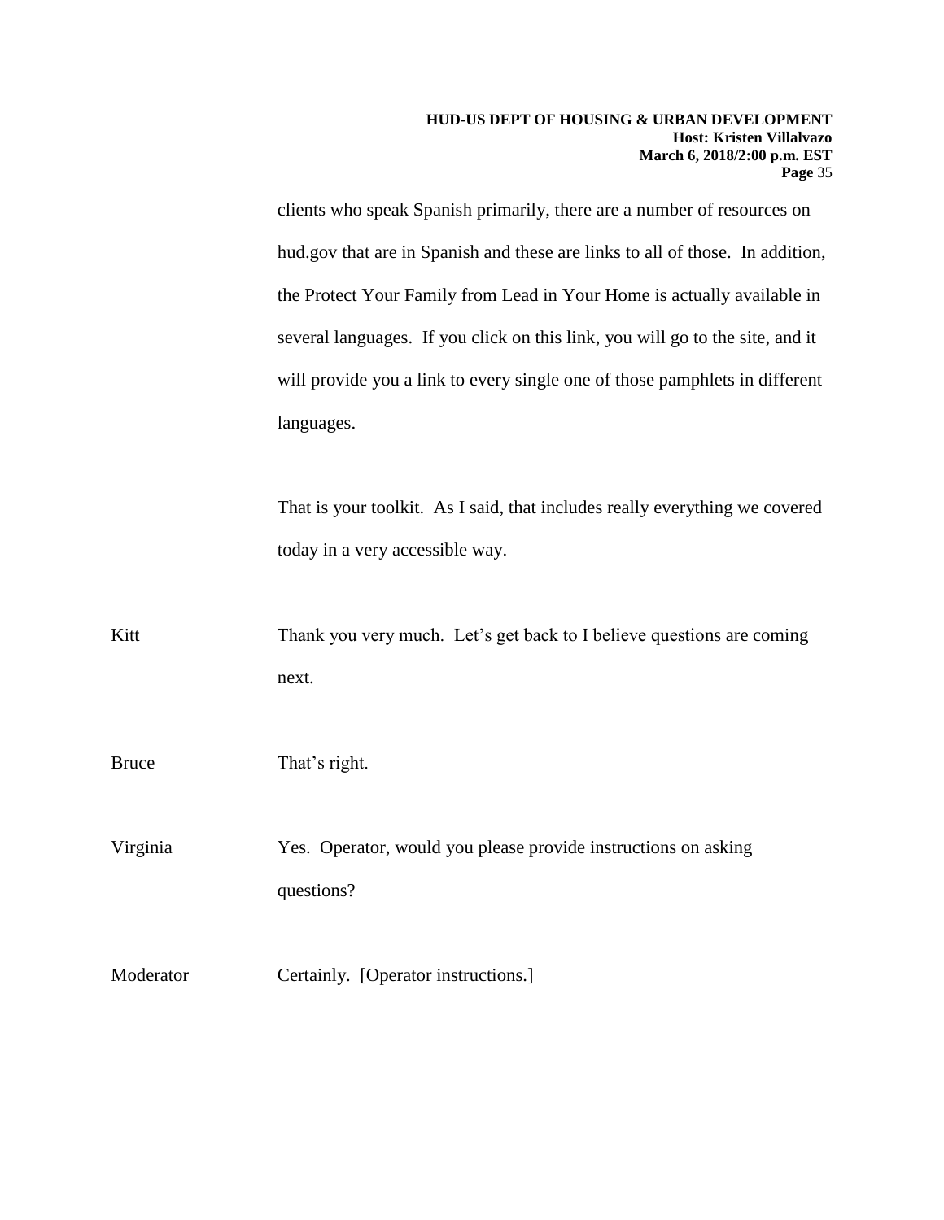clients who speak Spanish primarily, there are a number of resources on hud.gov that are in Spanish and these are links to all of those. In addition, the Protect Your Family from Lead in Your Home is actually available in several languages. If you click on this link, you will go to the site, and it will provide you a link to every single one of those pamphlets in different languages.

That is your toolkit. As I said, that includes really everything we covered today in a very accessible way.

Kitt Thank you very much. Let's get back to I believe questions are coming next.

Bruce That's right.

Virginia Yes. Operator, would you please provide instructions on asking questions?

Moderator Certainly. [Operator instructions.]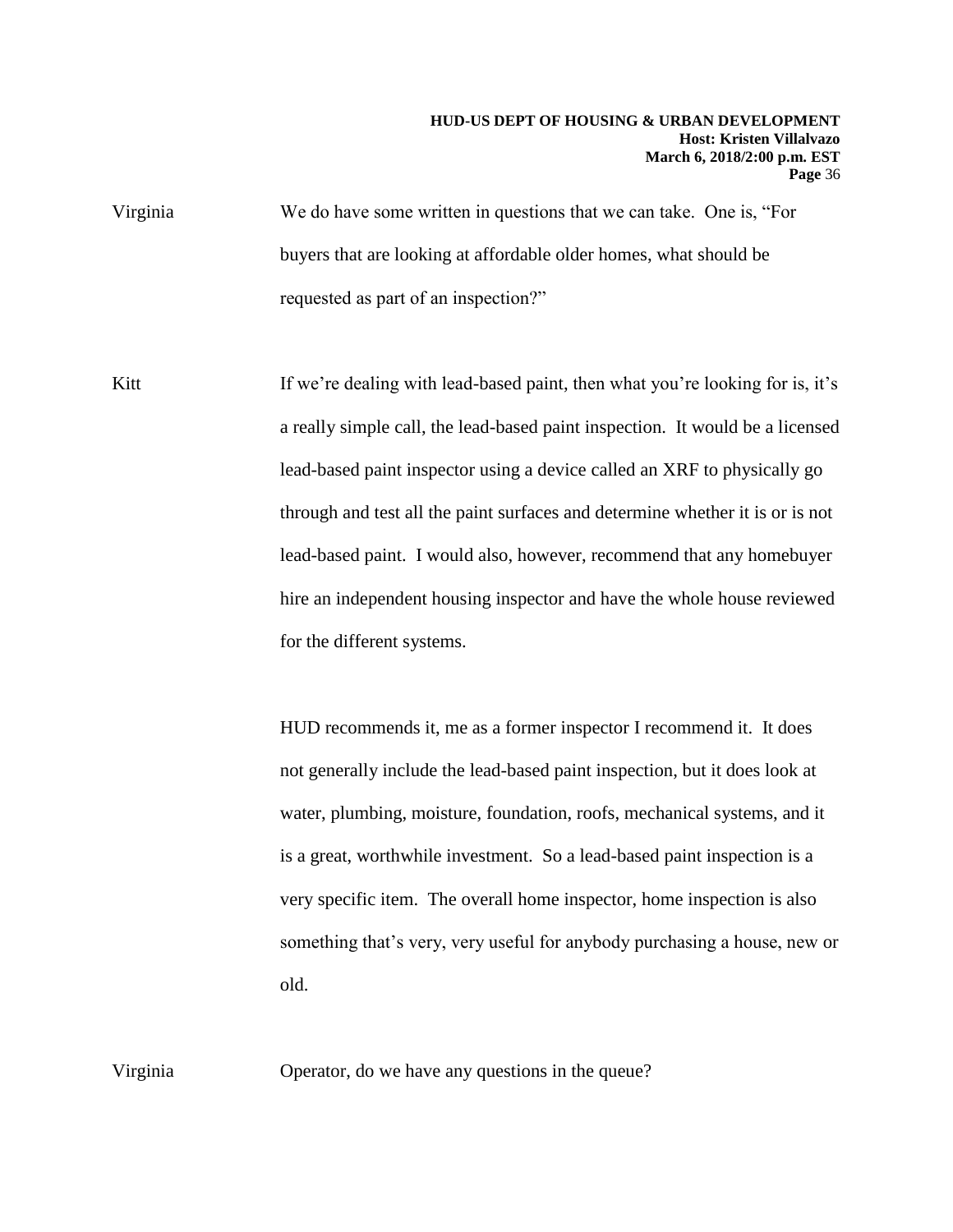Virginia We do have some written in questions that we can take. One is, "For buyers that are looking at affordable older homes, what should be requested as part of an inspection?"

Kitt If we're dealing with lead-based paint, then what you're looking for is, it's a really simple call, the lead-based paint inspection. It would be a licensed lead-based paint inspector using a device called an XRF to physically go through and test all the paint surfaces and determine whether it is or is not lead-based paint. I would also, however, recommend that any homebuyer hire an independent housing inspector and have the whole house reviewed for the different systems.

HUD recommends it, me as a former inspector I recommend it. It does not generally include the lead-based paint inspection, but it does look at water, plumbing, moisture, foundation, roofs, mechanical systems, and it is a great, worthwhile investment. So a lead-based paint inspection is a very specific item. The overall home inspector, home inspection is also something that's very, very useful for anybody purchasing a house, new or old.

Virginia Operator, do we have any questions in the queue?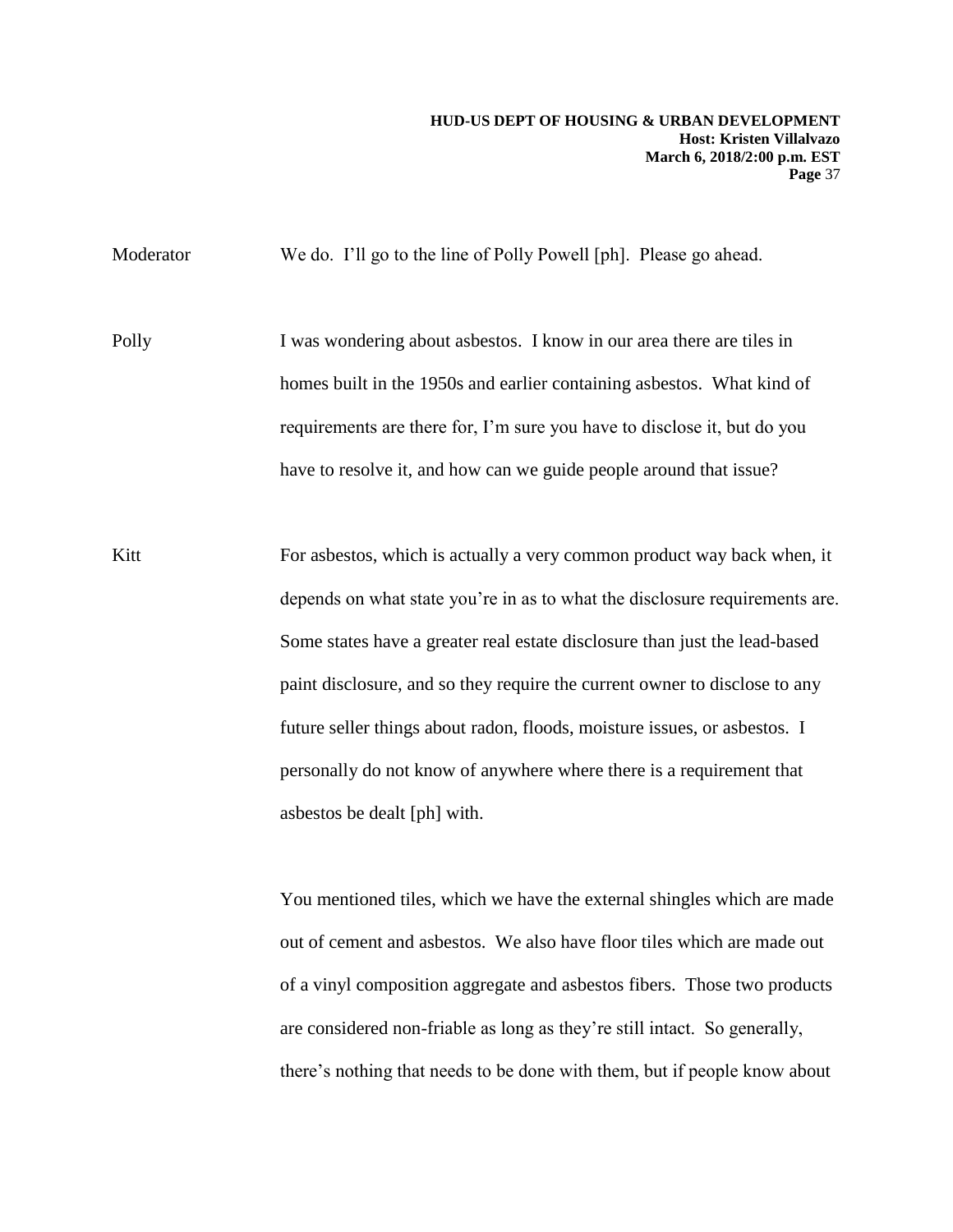Moderator We do. I'll go to the line of Polly Powell [ph]. Please go ahead.

Polly I was wondering about asbestos. I know in our area there are tiles in homes built in the 1950s and earlier containing asbestos. What kind of requirements are there for, I'm sure you have to disclose it, but do you have to resolve it, and how can we guide people around that issue?

Kitt For asbestos, which is actually a very common product way back when, it depends on what state you're in as to what the disclosure requirements are. Some states have a greater real estate disclosure than just the lead-based paint disclosure, and so they require the current owner to disclose to any future seller things about radon, floods, moisture issues, or asbestos. I personally do not know of anywhere where there is a requirement that asbestos be dealt [ph] with.

You mentioned tiles, which we have the external shingles which are made out of cement and asbestos. We also have floor tiles which are made out of a vinyl composition aggregate and asbestos fibers. Those two products are considered non-friable as long as they're still intact. So generally, there's nothing that needs to be done with them, but if people know about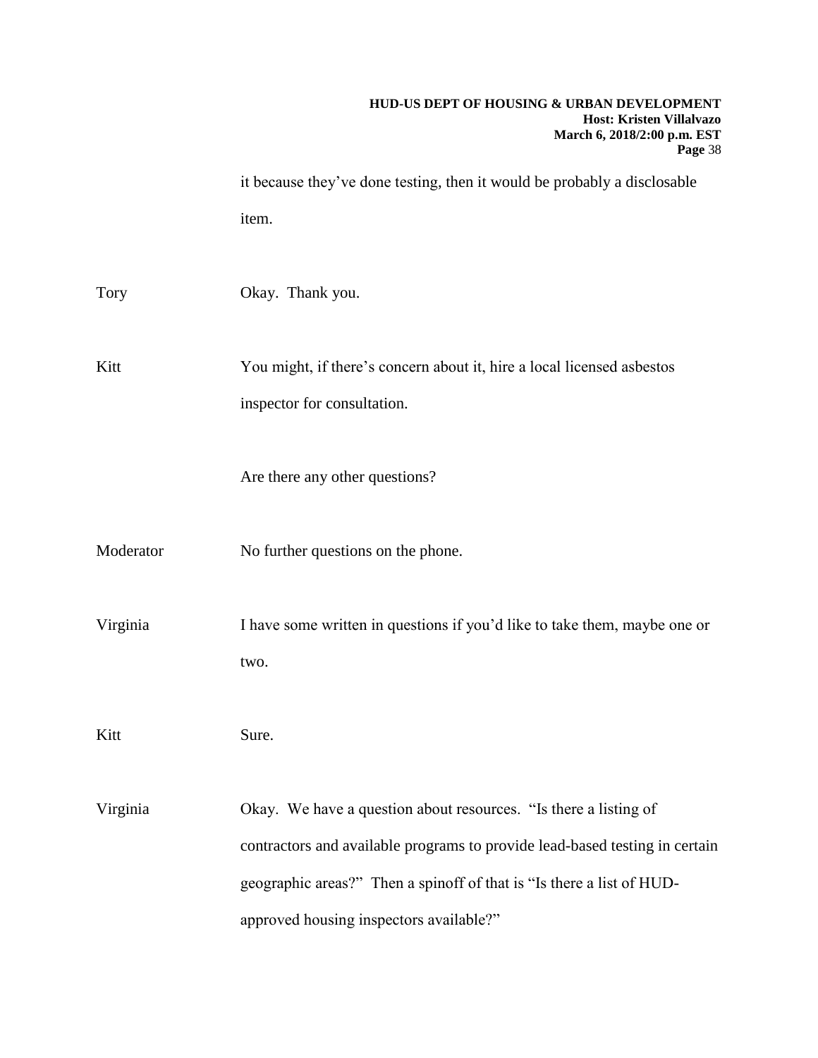it because they've done testing, then it would be probably a disclosable item.

Tory Okay. Thank you.

Kitt You might, if there's concern about it, hire a local licensed asbestos inspector for consultation.

Are there any other questions?

Moderator No further questions on the phone.

Virginia I have some written in questions if you'd like to take them, maybe one or two.

Kitt Sure.

Virginia Okay. We have a question about resources. "Is there a listing of contractors and available programs to provide lead-based testing in certain geographic areas?" Then a spinoff of that is "Is there a list of HUD-approved housing inspectors available?"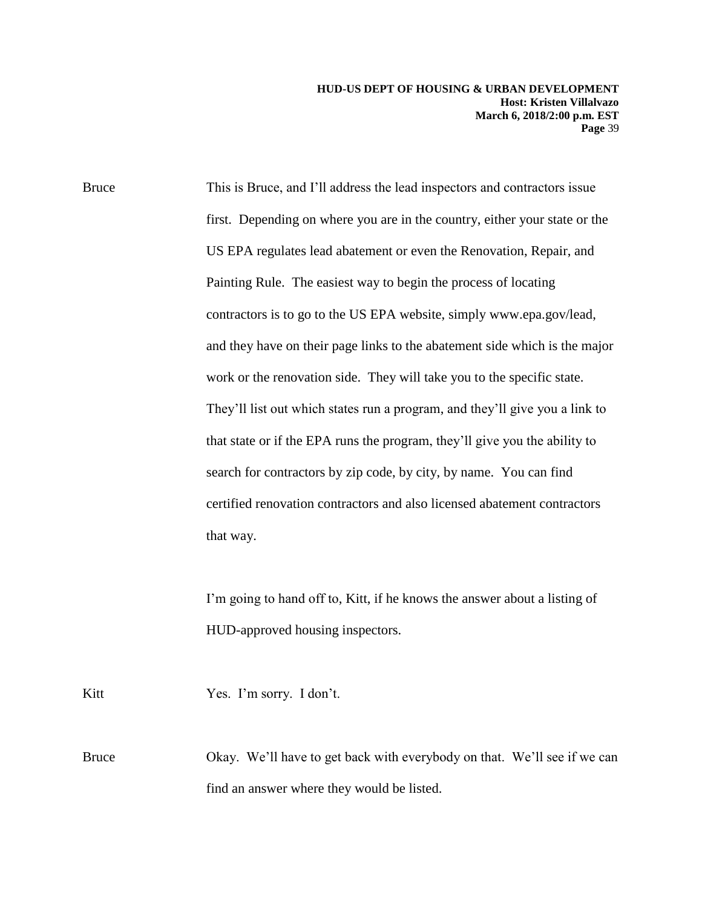Bruce This is Bruce, and I'll address the lead inspectors and contractors issue first. Depending on where you are in the country, either your state or the US EPA regulates lead abatement or even the Renovation, Repair, and Painting Rule. The easiest way to begin the process of locating contractors is to go to the US EPA website, simply www.epa.gov/lead, and they have on their page links to the abatement side which is the major work or the renovation side. They will take you to the specific state. They'll list out which states run a program, and they'll give you a link to that state or if the EPA runs the program, they'll give you the ability to search for contractors by zip code, by city, by name. You can find certified renovation contractors and also licensed abatement contractors that way.

I'm going to hand off to, Kitt, if he knows the answer about a listing of HUD-approved housing inspectors.

Kitt Yes. I'm sorry. I don't.

Bruce Okay. We'll have to get back with everybody on that. We'll see if we can find an answer where they would be listed.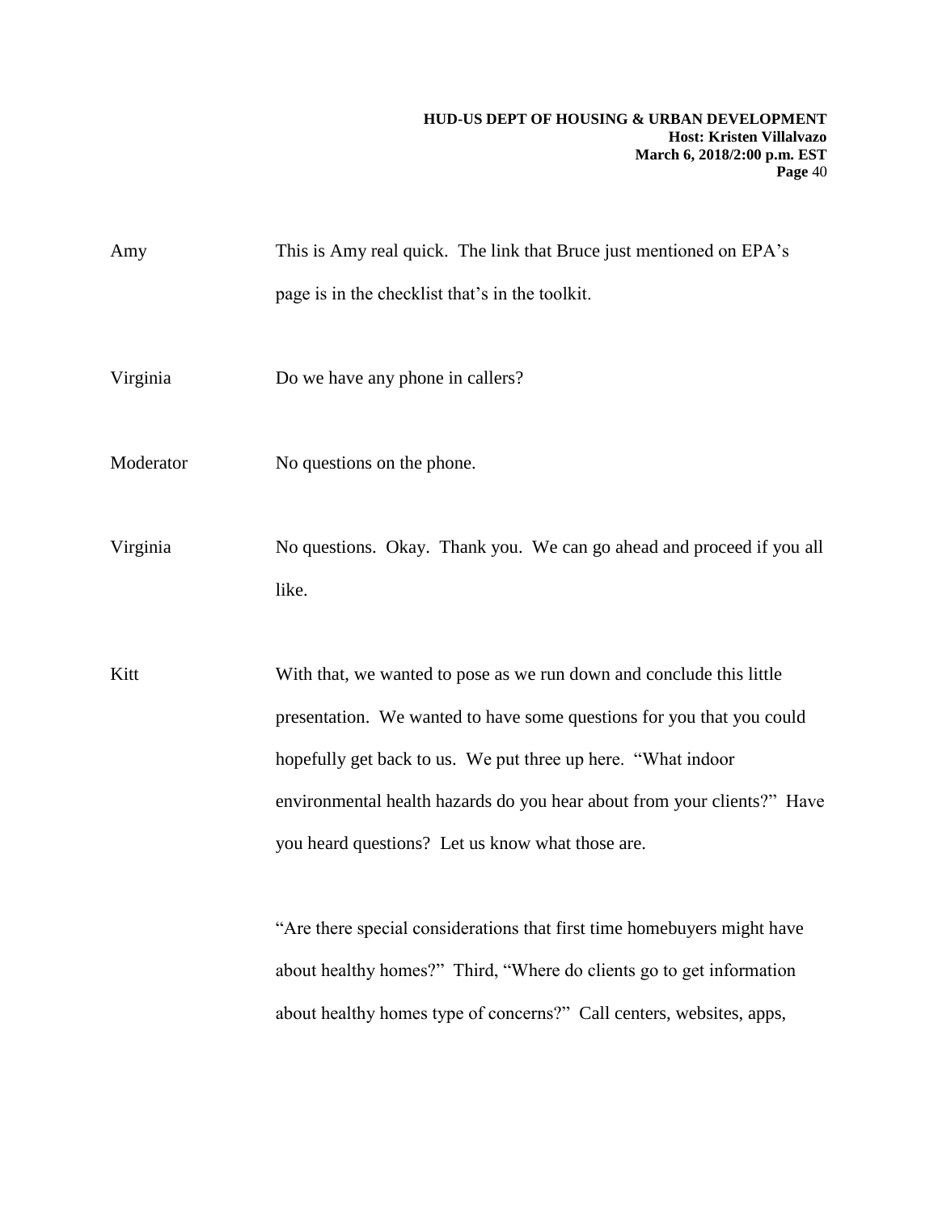Amy This is Amy real quick. The link that Bruce just mentioned on EPA's page is in the checklist that's in the toolkit.

Virginia Do we have any phone in callers?

Moderator No questions on the phone.

Virginia No questions. Okay. Thank you. We can go ahead and proceed if you all like.

Kitt With that, we wanted to pose as we run down and conclude this little presentation. We wanted to have some questions for you that you could hopefully get back to us. We put three up here. "What indoor environmental health hazards do you hear about from your clients?" Have you heard questions? Let us know what those are.

"Are there special considerations that first time homebuyers might have about healthy homes?" Third, "Where do clients go to get information about healthy homes type of concerns?" Call centers, websites, apps,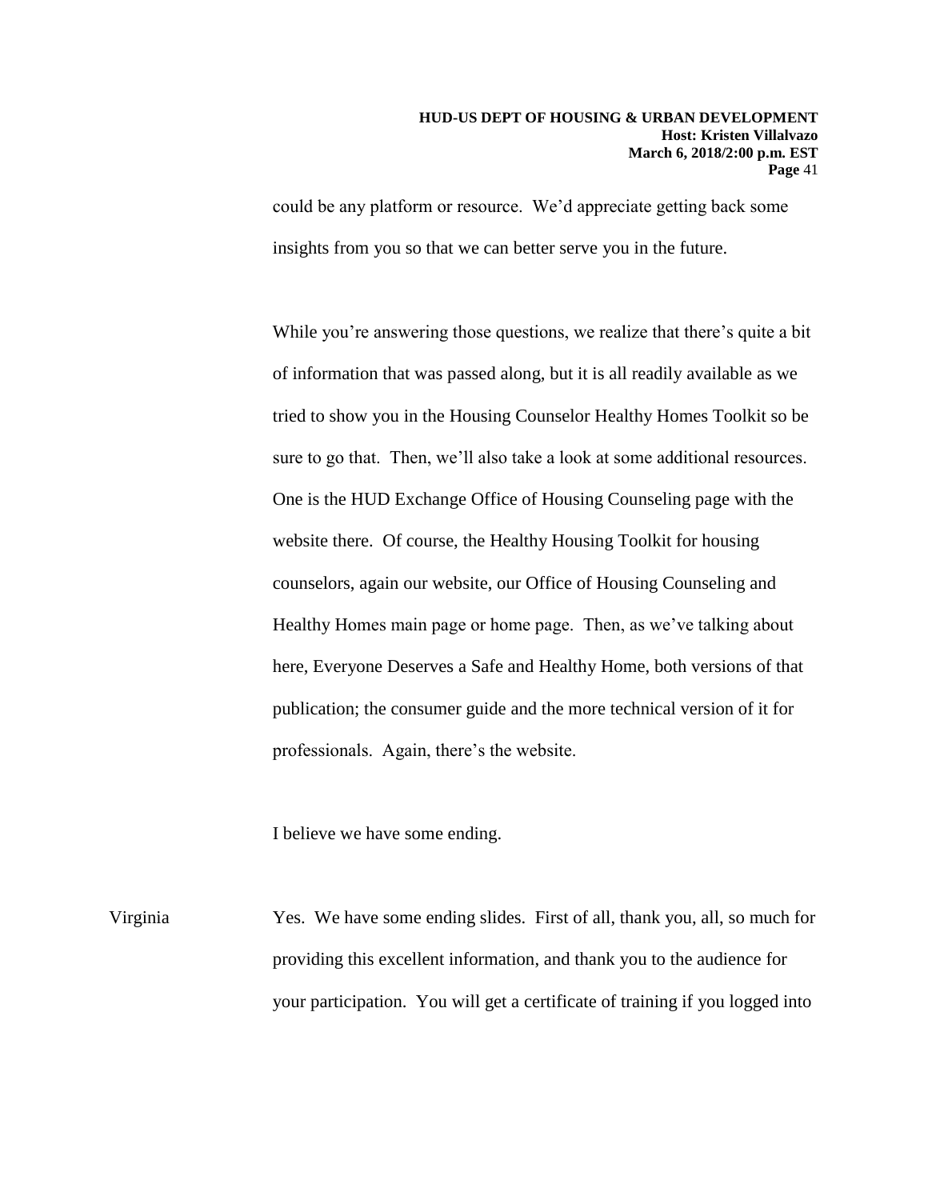could be any platform or resource. We'd appreciate getting back some insights from you so that we can better serve you in the future.

While you're answering those questions, we realize that there's quite a bit of information that was passed along, but it is all readily available as we tried to show you in the Housing Counselor Healthy Homes Toolkit so be sure to go that. Then, we'll also take a look at some additional resources. One is the HUD Exchange Office of Housing Counseling page with the website there. Of course, the Healthy Housing Toolkit for housing counselors, again our website, our Office of Housing Counseling and Healthy Homes main page or home page. Then, as we've talking about here, Everyone Deserves a Safe and Healthy Home, both versions of that publication; the consumer guide and the more technical version of it for professionals. Again, there's the website.

I believe we have some ending.

Virginia Yes. We have some ending slides. First of all, thank you, all, so much for providing this excellent information, and thank you to the audience for your participation. You will get a certificate of training if you logged into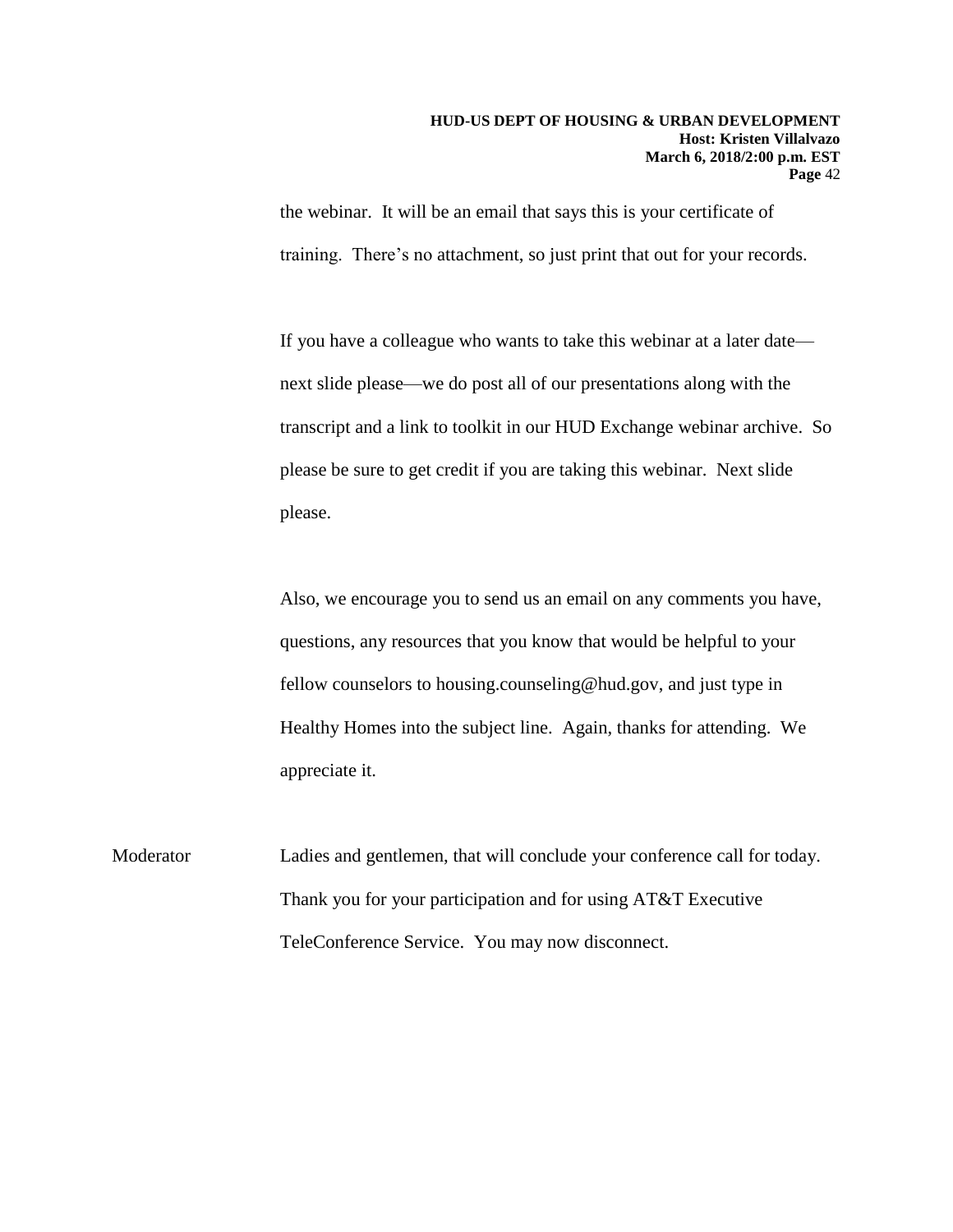the webinar. It will be an email that says this is your certificate of training. There's no attachment, so just print that out for your records.

If you have a colleague who wants to take this webinar at a later date—next slide please—we do post all of our presentations along with the transcript and a link to toolkit in our HUD Exchange webinar archive. So please be sure to get credit if you are taking this webinar. Next slide please.

Also, we encourage you to send us an email on any comments you have, questions, any resources that you know that would be helpful to your fellow counselors to housing.counseling@hud.gov, and just type in Healthy Homes into the subject line. Again, thanks for attending. We appreciate it.

Moderator Ladies and gentlemen, that will conclude your conference call for today. Thank you for your participation and for using AT&T Executive TeleConference Service. You may now disconnect.